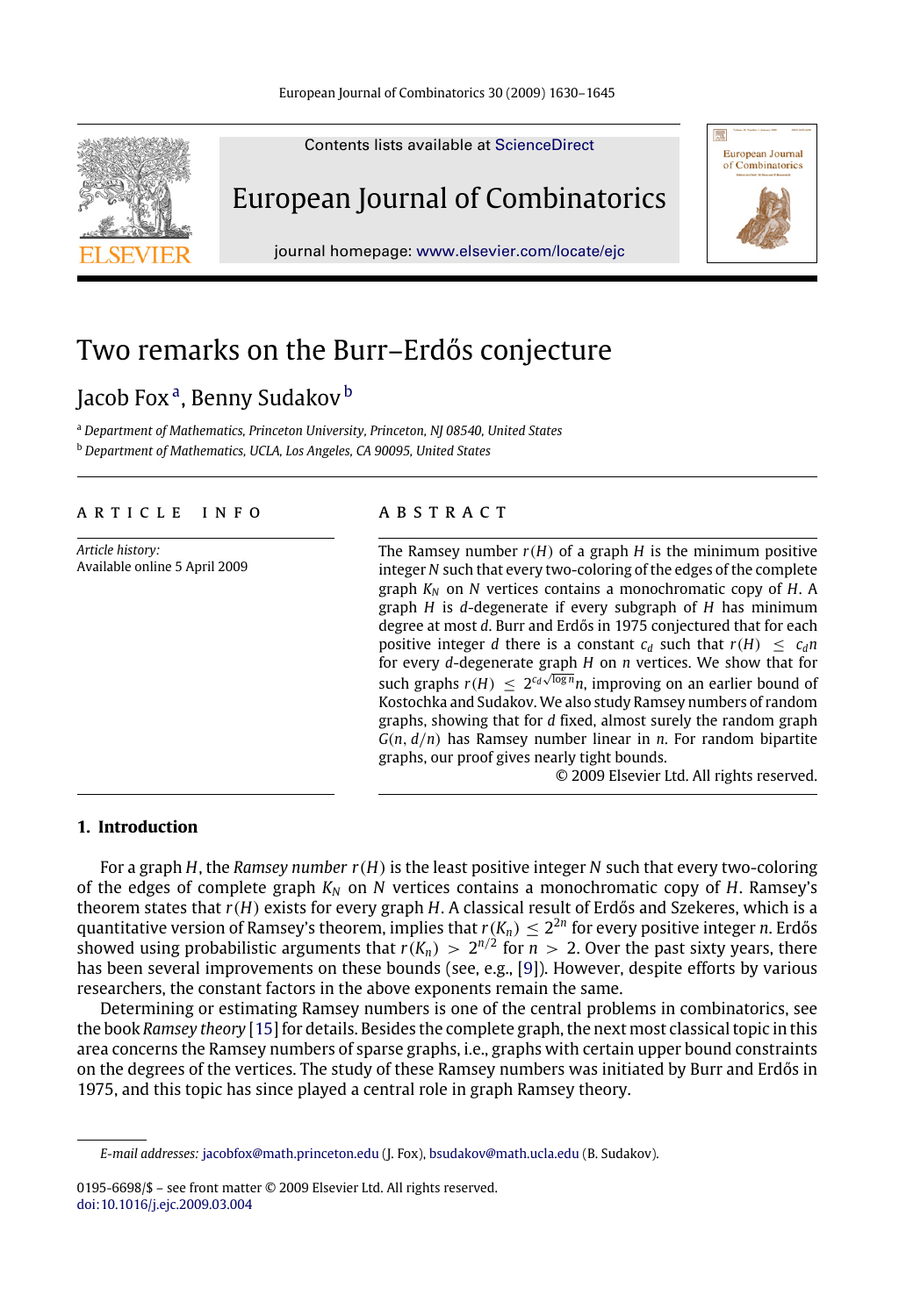# Two remarks on the Burr–Erdős conjecture

Jacob Fox [a], Benny Sudakov [b]

[a] Department of Mathematics, Princeton University, Princeton, NJ 08540, United States

[b] Department of Mathematics, UCLA, Los Angeles, CA 90095, United States

ARTICLE INFO

*Article history:*
Available online 5 April 2009

ABSTRACT

The Ramsey number $r(H)$ of a graph $H$ is the minimum positive integer $N$ such that every two-coloring of the edges of the complete graph $K_N$ on $N$ vertices contains a monochromatic copy of $H$. A graph $H$ is $d$-degenerate if every subgraph of $H$ has minimum degree at most $d$. Burr and Erdős in 1975 conjectured that for each positive integer $d$ there is a constant $c_d$ such that $r(H) \leq c_d n$ for every $d$-degenerate graph $H$ on $n$ vertices. We show that for such graphs $r(H) \leq 2^{c_d\sqrt{\log n}}n$, improving on an earlier bound of Kostochka and Sudakov. We also study Ramsey numbers of random graphs, showing that for $d$ fixed, almost surely the random graph $G(n, d/n)$ has Ramsey number linear in $n$. For random bipartite graphs, our proof gives nearly tight bounds.

© 2009 Elsevier Ltd. All rights reserved.

## 1. Introduction

For a graph $H$, the *Ramsey number* $r(H)$ is the least positive integer $N$ such that every two-coloring of the edges of complete graph $K_N$ on $N$ vertices contains a monochromatic copy of $H$. Ramsey's theorem states that $r(H)$ exists for every graph $H$. A classical result of Erdős and Szekeres, which is a quantitative version of Ramsey's theorem, implies that $r(K_n) \leq 2^{2n}$ for every positive integer $n$. Erdős showed using probabilistic arguments that $r(K_n) > 2^{n/2}$ for $n > 2$. Over the past sixty years, there has been several improvements on these bounds (see, e.g., [9]). However, despite efforts by various researchers, the constant factors in the above exponents remain the same.

Determining or estimating Ramsey numbers is one of the central problems in combinatorics, see the book *Ramsey theory* [15] for details. Besides the complete graph, the next most classical topic in this area concerns the Ramsey numbers of sparse graphs, i.e., graphs with certain upper bound constraints on the degrees of the vertices. The study of these Ramsey numbers was initiated by Burr and Erdős in 1975, and this topic has since played a central role in graph Ramsey theory.

*E-mail addresses:* jacobfox@math.princeton.edu (J. Fox), bsudakov@math.ucla.edu (B. Sudakov).

0195-6698/$ – see front matter © 2009 Elsevier Ltd. All rights reserved.
doi:10.1016/j.ejc.2009.03.004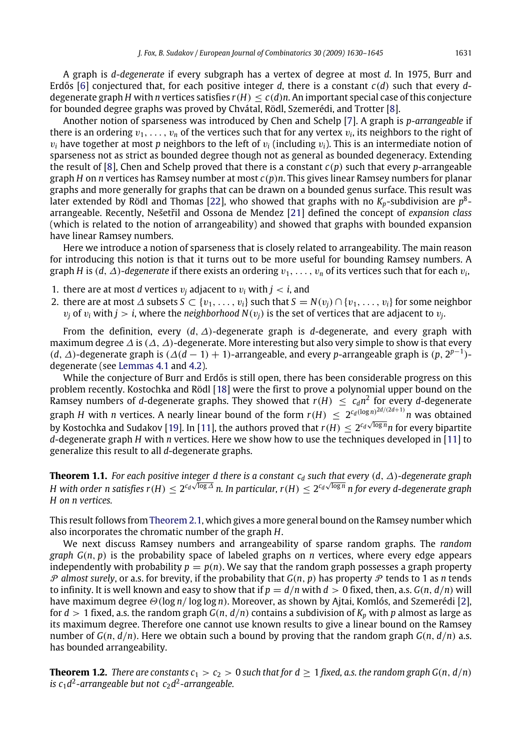A graph is *d-degenerate* if every subgraph has a vertex of degree at most $d$. In 1975, Burr and Erdős [6] conjectured that, for each positive integer $d$, there is a constant $c(d)$ such that every $d$-degenerate graph $H$ with $n$ vertices satisfies $r(H) \le c(d)n$. An important special case of this conjecture for bounded degree graphs was proved by Chvátal, Rödl, Szemerédi, and Trotter [8].

Another notion of sparseness was introduced by Chen and Schelp [7]. A graph is *p-arrangeable* if there is an ordering $v_1, \ldots, v_n$ of the vertices such that for any vertex $v_i$, its neighbors to the right of $v_i$ have together at most $p$ neighbors to the left of $v_i$ (including $v_i$). This is an intermediate notion of sparseness not as strict as bounded degree though not as general as bounded degeneracy. Extending the result of [8], Chen and Schelp proved that there is a constant $c(p)$ such that every $p$-arrangeable graph $H$ on $n$ vertices has Ramsey number at most $c(p)n$. This gives linear Ramsey numbers for planar graphs and more generally for graphs that can be drawn on a bounded genus surface. This result was later extended by Rödl and Thomas [22], who showed that graphs with no $K_p$-subdivision are $p^8$-arrangeable. Recently, Nešetřil and Ossona de Mendez [21] defined the concept of *expansion class* (which is related to the notion of arrangeability) and showed that graphs with bounded expansion have linear Ramsey numbers.

Here we introduce a notion of sparseness that is closely related to arrangeability. The main reason for introducing this notion is that it turns out to be more useful for bounding Ramsey numbers. A graph $H$ is *$(d, \Delta)$-degenerate* if there exists an ordering $v_1, \ldots, v_n$ of its vertices such that for each $v_i$,

1. there are at most $d$ vertices $v_j$ adjacent to $v_i$ with $j < i$, and
2. there are at most $\Delta$ subsets $S \subset \{v_1, \ldots, v_i\}$ such that $S = N(v_j) \cap \{v_1, \ldots, v_i\}$ for some neighbor $v_j$ of $v_i$ with $j > i$, where the *neighborhood* $N(v_j)$ is the set of vertices that are adjacent to $v_j$.

From the definition, every $(d, \Delta)$-degenerate graph is $d$-degenerate, and every graph with maximum degree $\Delta$ is $(\Delta, \Delta)$-degenerate. More interesting but also very simple to show is that every $(d, \Delta)$-degenerate graph is $(\Delta(d-1)+1)$-arrangeable, and every $p$-arrangeable graph is $(p, 2^{p-1})$-degenerate (see Lemmas 4.1 and 4.2).

While the conjecture of Burr and Erdős is still open, there has been considerable progress on this problem recently. Kostochka and Rödl [18] were the first to prove a polynomial upper bound on the Ramsey numbers of $d$-degenerate graphs. They showed that $r(H) \le c_d n^2$ for every $d$-degenerate graph $H$ with $n$ vertices. A nearly linear bound of the form $r(H) \le 2^{c_d (\log n)^{2d/(2d+1)}} n$ was obtained by Kostochka and Sudakov [19]. In [11], the authors proved that $r(H) \le 2^{c_d \sqrt{\log n}} n$ for every bipartite $d$-degenerate graph $H$ with $n$ vertices. Here we show how to use the techniques developed in [11] to generalize this result to all $d$-degenerate graphs.

**Theorem 1.1.** *For each positive integer $d$ there is a constant $c_d$ such that every $(d, \Delta)$-degenerate graph $H$ with order $n$ satisfies $r(H) \le 2^{c_d \sqrt{\log \Delta}} n$. In particular, $r(H) \le 2^{c_d \sqrt{\log n}} n$ for every $d$-degenerate graph $H$ on $n$ vertices.*

This result follows from Theorem 2.1, which gives a more general bound on the Ramsey number which also incorporates the chromatic number of the graph $H$.

We next discuss Ramsey numbers and arrangeability of sparse random graphs. The *random graph $G(n, p)$* is the probability space of labeled graphs on $n$ vertices, where every edge appears independently with probability $p = p(n)$. We say that the random graph possesses a graph property $\mathcal{P}$ *almost surely*, or a.s. for brevity, if the probability that $G(n, p)$ has property $\mathcal{P}$ tends to 1 as $n$ tends to infinity. It is well known and easy to show that if $p = d/n$ with $d > 0$ fixed, then, a.s. $G(n, d/n)$ will have maximum degree $\Theta(\log n/\log\log n)$. Moreover, as shown by Ajtai, Komlós, and Szemerédi [2], for $d > 1$ fixed, a.s. the random graph $G(n, d/n)$ contains a subdivision of $K_p$ with $p$ almost as large as its maximum degree. Therefore one cannot use known results to give a linear bound on the Ramsey number of $G(n, d/n)$. Here we obtain such a bound by proving that the random graph $G(n, d/n)$ a.s. has bounded arrangeability.

**Theorem 1.2.** *There are constants $c_1 > c_2 > 0$ such that for $d \ge 1$ fixed, a.s. the random graph $G(n, d/n)$ is $c_1 d^2$-arrangeable but not $c_2 d^2$-arrangeable.*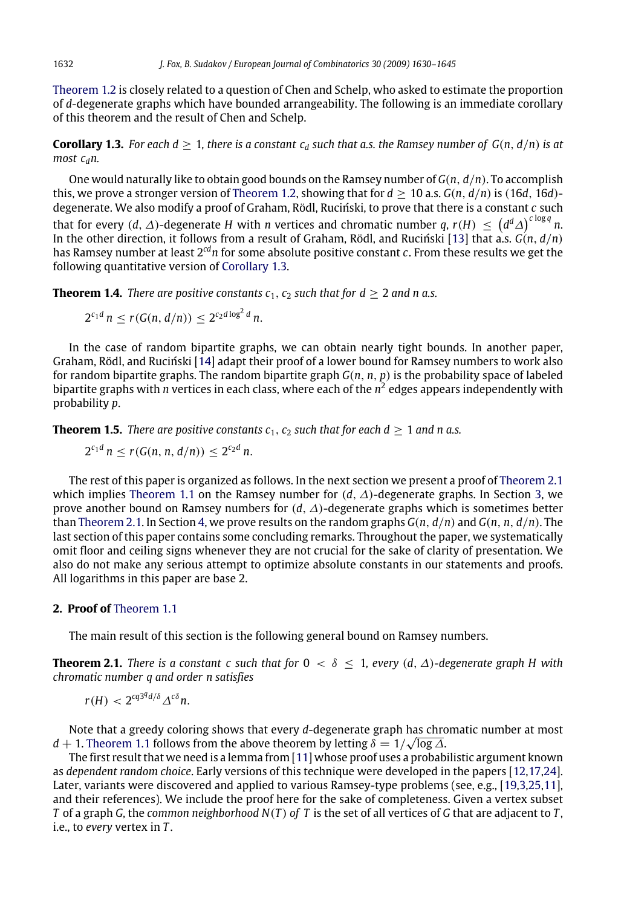Theorem 1.2 is closely related to a question of Chen and Schelp, who asked to estimate the proportion of $d$-degenerate graphs which have bounded arrangeability. The following is an immediate corollary of this theorem and the result of Chen and Schelp.

**Corollary 1.3.** *For each $d \geq 1$, there is a constant $c_d$ such that a.s. the Ramsey number of $G(n, d/n)$ is at most $c_d n$.*

One would naturally like to obtain good bounds on the Ramsey number of $G(n, d/n)$. To accomplish this, we prove a stronger version of Theorem 1.2, showing that for $d \geq 10$ a.s. $G(n, d/n)$ is $(16d, 16d)$-degenerate. We also modify a proof of Graham, Rödl, Ruciński, to prove that there is a constant $c$ such that for every $(d, \Delta)$-degenerate $H$ with $n$ vertices and chromatic number $q$, $r(H) \leq \left(d^d \Delta\right)^{c \log q} n$. In the other direction, it follows from a result of Graham, Rödl, and Ruciński [13] that a.s. $G(n, d/n)$ has Ramsey number at least $2^{cd} n$ for some absolute positive constant $c$. From these results we get the following quantitative version of Corollary 1.3.

**Theorem 1.4.** *There are positive constants $c_1$, $c_2$ such that for $d \geq 2$ and $n$ a.s.*

$$2^{c_1 d} n \leq r(G(n, d/n)) \leq 2^{c_2 d \log^2 d} n.$$

In the case of random bipartite graphs, we can obtain nearly tight bounds. In another paper, Graham, Rödl, and Ruciński [14] adapt their proof of a lower bound for Ramsey numbers to work also for random bipartite graphs. The random bipartite graph $G(n, n, p)$ is the probability space of labeled bipartite graphs with $n$ vertices in each class, where each of the $n^2$ edges appears independently with probability $p$.

**Theorem 1.5.** *There are positive constants $c_1$, $c_2$ such that for each $d \geq 1$ and $n$ a.s.*

$$2^{c_1 d} n \leq r(G(n, n, d/n)) \leq 2^{c_2 d} n.$$

The rest of this paper is organized as follows. In the next section we present a proof of Theorem 2.1 which implies Theorem 1.1 on the Ramsey number for $(d, \Delta)$-degenerate graphs. In Section 3, we prove another bound on Ramsey numbers for $(d, \Delta)$-degenerate graphs which is sometimes better than Theorem 2.1. In Section 4, we prove results on the random graphs $G(n, d/n)$ and $G(n, n, d/n)$. The last section of this paper contains some concluding remarks. Throughout the paper, we systematically omit floor and ceiling signs whenever they are not crucial for the sake of clarity of presentation. We also do not make any serious attempt to optimize absolute constants in our statements and proofs. All logarithms in this paper are base 2.

## 2. Proof of Theorem 1.1

The main result of this section is the following general bound on Ramsey numbers.

**Theorem 2.1.** *There is a constant $c$ such that for $0 < \delta \leq 1$, every $(d, \Delta)$-degenerate graph $H$ with chromatic number $q$ and order $n$ satisfies*

$$r(H) < 2^{cq3^q d/\delta} \Delta^{c\delta} n.$$

Note that a greedy coloring shows that every $d$-degenerate graph has chromatic number at most $d + 1$. Theorem 1.1 follows from the above theorem by letting $\delta = 1/\sqrt{\log \Delta}$.

The first result that we need is a lemma from [11] whose proof uses a probabilistic argument known as *dependent random choice*. Early versions of this technique were developed in the papers [12,17,24]. Later, variants were discovered and applied to various Ramsey-type problems (see, e.g., [19,3,25,11], and their references). We include the proof here for the sake of completeness. Given a vertex subset $T$ of a graph $G$, the *common neighborhood* $N(T)$ *of* $T$ is the set of all vertices of $G$ that are adjacent to $T$, i.e., to *every* vertex in $T$.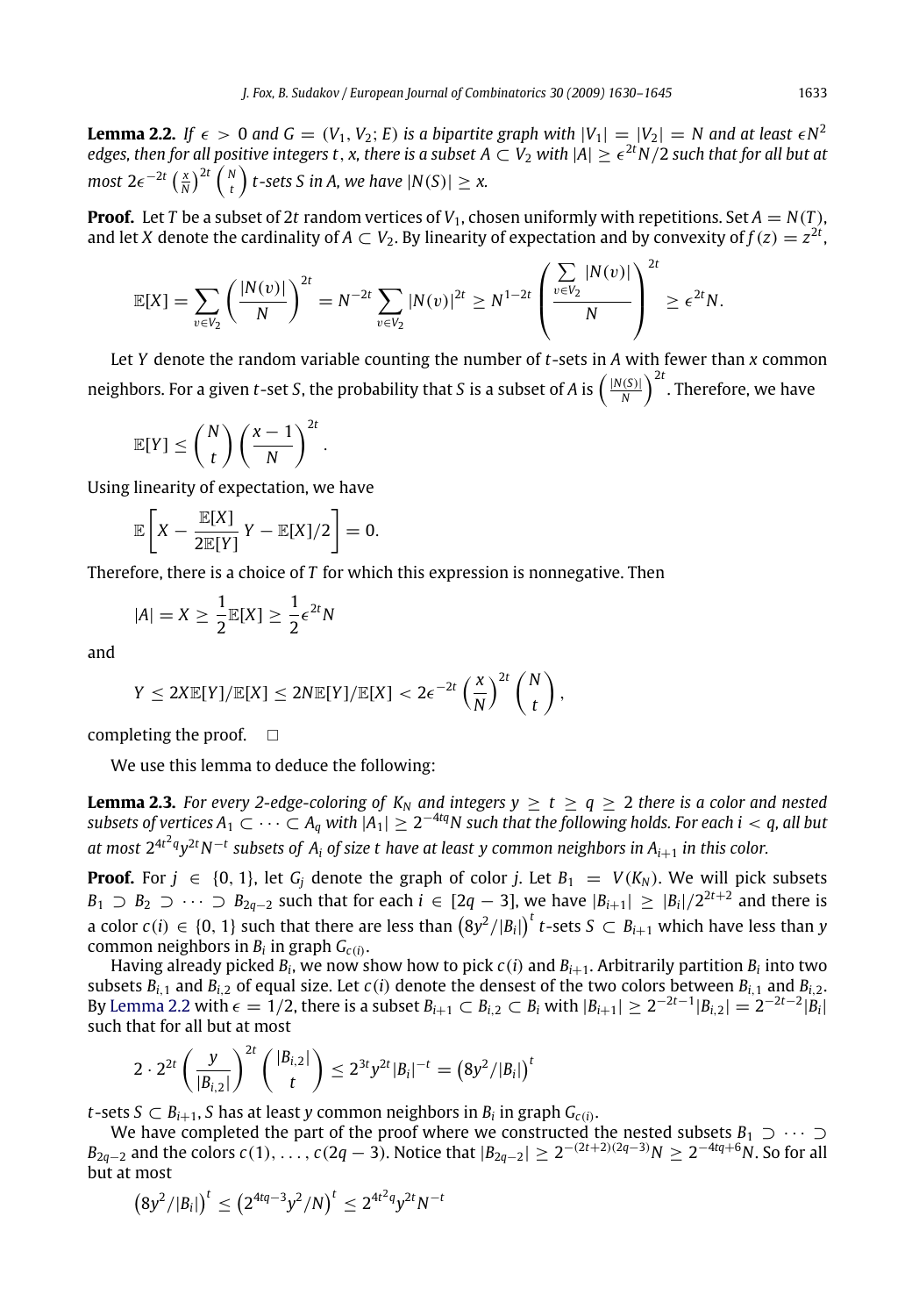**Lemma 2.2.** *If $\epsilon > 0$ and $G = (V_1, V_2; E)$ is a bipartite graph with $|V_1| = |V_2| = N$ and at least $\epsilon N^2$ edges, then for all positive integers $t$, $x$, there is a subset $A \subset V_2$ with $|A| \geq \epsilon^{2t}N/2$ such that for all but at most $2\epsilon^{-2t}\left(\frac{x}{N}\right)^{2t}\binom{N}{t}$ $t$-sets $S$ in $A$, we have $|N(S)| \geq x$.*

**Proof.** Let $T$ be a subset of $2t$ random vertices of $V_1$, chosen uniformly with repetitions. Set $A = N(T)$, and let $X$ denote the cardinality of $A \subset V_2$. By linearity of expectation and by convexity of $f(z) = z^{2t}$,

$$\mathbb{E}[X] = \sum_{v \in V_2} \left(\frac{|N(v)|}{N}\right)^{2t} = N^{-2t} \sum_{v \in V_2} |N(v)|^{2t} \geq N^{1-2t} \left(\frac{\sum_{v \in V_2} |N(v)|}{N}\right)^{2t} \geq \epsilon^{2t} N.$$

Let $Y$ denote the random variable counting the number of $t$-sets in $A$ with fewer than $x$ common neighbors. For a given $t$-set $S$, the probability that $S$ is a subset of $A$ is $\left(\frac{|N(S)|}{N}\right)^{2t}$. Therefore, we have

$$\mathbb{E}[Y] \leq \binom{N}{t}\left(\frac{x-1}{N}\right)^{2t}.$$

Using linearity of expectation, we have

$$\mathbb{E}\left[X - \frac{\mathbb{E}[X]}{2\mathbb{E}[Y]}Y - \mathbb{E}[X]/2\right] = 0.$$

Therefore, there is a choice of $T$ for which this expression is nonnegative. Then

$$|A| = X \geq \frac{1}{2}\mathbb{E}[X] \geq \frac{1}{2}\epsilon^{2t}N$$

and

$$Y \leq 2X\mathbb{E}[Y]/\mathbb{E}[X] \leq 2N\mathbb{E}[Y]/\mathbb{E}[X] < 2\epsilon^{-2t}\left(\frac{x}{N}\right)^{2t}\binom{N}{t},$$

completing the proof. $\square$

We use this lemma to deduce the following:

**Lemma 2.3.** *For every 2-edge-coloring of $K_N$ and integers $y \geq t \geq q \geq 2$ there is a color and nested subsets of vertices $A_1 \subset \cdots \subset A_q$ with $|A_1| \geq 2^{-4tq}N$ such that the following holds. For each $i < q$, all but at most $2^{4t^2q}y^{2t}N^{-t}$ subsets of $A_i$ of size $t$ have at least $y$ common neighbors in $A_{i+1}$ in this color.*

**Proof.** For $j \in \{0, 1\}$, let $G_j$ denote the graph of color $j$. Let $B_1 = V(K_N)$. We will pick subsets $B_1 \supset B_2 \supset \cdots \supset B_{2q-2}$ such that for each $i \in [2q-3]$, we have $|B_{i+1}| \geq |B_i|/2^{2t+2}$ and there is a color $c(i) \in \{0, 1\}$ such that there are less than $\left(8y^2/|B_i|\right)^t$ $t$-sets $S \subset B_{i+1}$ which have less than $y$ common neighbors in $B_i$ in graph $G_{c(i)}$.

Having already picked $B_i$, we now show how to pick $c(i)$ and $B_{i+1}$. Arbitrarily partition $B_i$ into two subsets $B_{i,1}$ and $B_{i,2}$ of equal size. Let $c(i)$ denote the densest of the two colors between $B_{i,1}$ and $B_{i,2}$. By Lemma 2.2 with $\epsilon = 1/2$, there is a subset $B_{i+1} \subset B_{i,2} \subset B_i$ with $|B_{i+1}| \geq 2^{-2t-1}|B_{i,2}| = 2^{-2t-2}|B_i|$ such that for all but at most

$$2 \cdot 2^{2t}\left(\frac{y}{|B_{i,2}|}\right)^{2t}\binom{|B_{i,2}|}{t} \leq 2^{3t}y^{2t}|B_i|^{-t} = \left(8y^2/|B_i|\right)^t$$

$t$-sets $S \subset B_{i+1}$, $S$ has at least $y$ common neighbors in $B_i$ in graph $G_{c(i)}$.

We have completed the part of the proof where we constructed the nested subsets $B_1 \supset \cdots \supset B_{2q-2}$ and the colors $c(1), \ldots, c(2q-3)$. Notice that $|B_{2q-2}| \geq 2^{-(2t+2)(2q-3)}N \geq 2^{-4tq+6}N$. So for all but at most

$$\left(8y^2/|B_i|\right)^t \leq \left(2^{4tq-3}y^2/N\right)^t \leq 2^{4t^2q}y^{2t}N^{-t}$$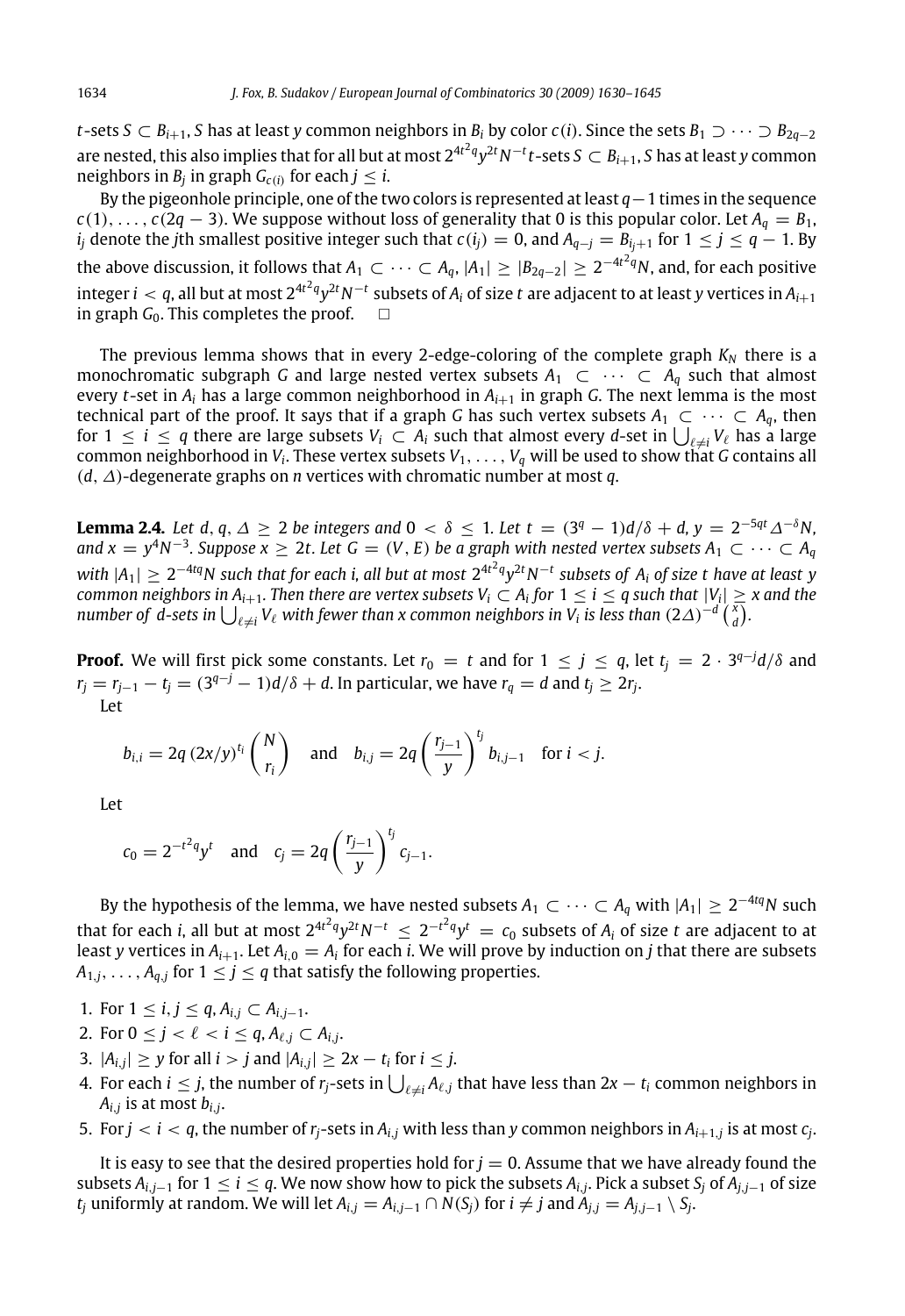$t$-sets $S \subset B_{i+1}$, $S$ has at least $y$ common neighbors in $B_i$ by color $c(i)$. Since the sets $B_1 \supset \cdots \supset B_{2q-2}$ are nested, this also implies that for all but at most $2^{4t^2q}y^{2t}N^{-t}t$-sets $S \subset B_{i+1}$, $S$ has at least $y$ common neighbors in $B_j$ in graph $G_{c(i)}$ for each $j \le i$.

By the pigeonhole principle, one of the two colors is represented at least $q-1$ times in the sequence $c(1), \ldots, c(2q-3)$. We suppose without loss of generality that 0 is this popular color. Let $A_q = B_1$, $i_j$ denote the $j$th smallest positive integer such that $c(i_j) = 0$, and $A_{q-j} = B_{i_j+1}$ for $1 \le j \le q-1$. By the above discussion, it follows that $A_1 \subset \cdots \subset A_q$, $|A_1| \ge |B_{2q-2}| \ge 2^{-4t^2q}N$, and, for each positive integer $i < q$, all but at most $2^{4t^2q}y^{2t}N^{-t}$ subsets of $A_i$ of size $t$ are adjacent to at least $y$ vertices in $A_{i+1}$ in graph $G_0$. This completes the proof. $\square$

The previous lemma shows that in every 2-edge-coloring of the complete graph $K_N$ there is a monochromatic subgraph $G$ and large nested vertex subsets $A_1 \subset \cdots \subset A_q$ such that almost every $t$-set in $A_i$ has a large common neighborhood in $A_{i+1}$ in graph $G$. The next lemma is the most technical part of the proof. It says that if a graph $G$ has such vertex subsets $A_1 \subset \cdots \subset A_q$, then for $1 \le i \le q$ there are large subsets $V_i \subset A_i$ such that almost every $d$-set in $\bigcup_{\ell \ne i} V_\ell$ has a large common neighborhood in $V_i$. These vertex subsets $V_1, \ldots, V_q$ will be used to show that $G$ contains all $(d, \Delta)$-degenerate graphs on $n$ vertices with chromatic number at most $q$.

**Lemma 2.4.** *Let $d, q, \Delta \ge 2$ be integers and $0 < \delta \le 1$. Let $t = (3^q - 1)d/\delta + d$, $y = 2^{-5qt}\Delta^{-\delta}N$, and $x = y^4N^{-3}$. Suppose $x \ge 2t$. Let $G = (V, E)$ be a graph with nested vertex subsets $A_1 \subset \cdots \subset A_q$ with $|A_1| \ge 2^{-4tq}N$ such that for each $i$, all but at most $2^{4t^2q}y^{2t}N^{-t}$ subsets of $A_i$ of size $t$ have at least $y$ common neighbors in $A_{i+1}$. Then there are vertex subsets $V_i \subset A_i$ for $1 \le i \le q$ such that $|V_i| \ge x$ and the number of $d$-sets in $\bigcup_{\ell \ne i} V_\ell$ with fewer than $x$ common neighbors in $V_i$ is less than $(2\Delta)^{-d}\binom{x}{d}$.*

**Proof.** We will first pick some constants. Let $r_0 = t$ and for $1 \le j \le q$, let $t_j = 2 \cdot 3^{q-j}d/\delta$ and $r_j = r_{j-1} - t_j = (3^{q-j} - 1)d/\delta + d$. In particular, we have $r_q = d$ and $t_j \ge 2r_j$.

Let

$$b_{i,i} = 2q\,(2x/y)^{t_i}\binom{N}{r_i} \quad \text{and} \quad b_{i,j} = 2q\left(\frac{r_{j-1}}{y}\right)^{t_j} b_{i,j-1} \quad \text{for } i < j.$$

Let

$$c_0 = 2^{-t^2q}y^t \quad \text{and} \quad c_j = 2q\left(\frac{r_{j-1}}{y}\right)^{t_j} c_{j-1}.$$

By the hypothesis of the lemma, we have nested subsets $A_1 \subset \cdots \subset A_q$ with $|A_1| \ge 2^{-4tq}N$ such that for each $i$, all but at most $2^{4t^2q}y^{2t}N^{-t} \le 2^{-t^2q}y^t = c_0$ subsets of $A_i$ of size $t$ are adjacent to at least $y$ vertices in $A_{i+1}$. Let $A_{i,0} = A_i$ for each $i$. We will prove by induction on $j$ that there are subsets $A_{1,j}, \ldots, A_{q,j}$ for $1 \le j \le q$ that satisfy the following properties.

1. For $1 \le i, j \le q$, $A_{i,j} \subset A_{i,j-1}$.
2. For $0 \le j < \ell < i \le q$, $A_{\ell,j} \subset A_{i,j}$.
3. $|A_{i,j}| \ge y$ for all $i > j$ and $|A_{i,j}| \ge 2x - t_i$ for $i \le j$.
4. For each $i \le j$, the number of $r_j$-sets in $\bigcup_{\ell \ne i} A_{\ell,j}$ that have less than $2x - t_i$ common neighbors in $A_{i,j}$ is at most $b_{i,j}$.
5. For $j < i < q$, the number of $r_j$-sets in $A_{i,j}$ with less than $y$ common neighbors in $A_{i+1,j}$ is at most $c_j$.

It is easy to see that the desired properties hold for $j = 0$. Assume that we have already found the subsets $A_{i,j-1}$ for $1 \le i \le q$. We now show how to pick the subsets $A_{i,j}$. Pick a subset $S_j$ of $A_{j,j-1}$ of size $t_j$ uniformly at random. We will let $A_{i,j} = A_{i,j-1} \cap N(S_j)$ for $i \ne j$ and $A_{j,j} = A_{j,j-1} \setminus S_j$.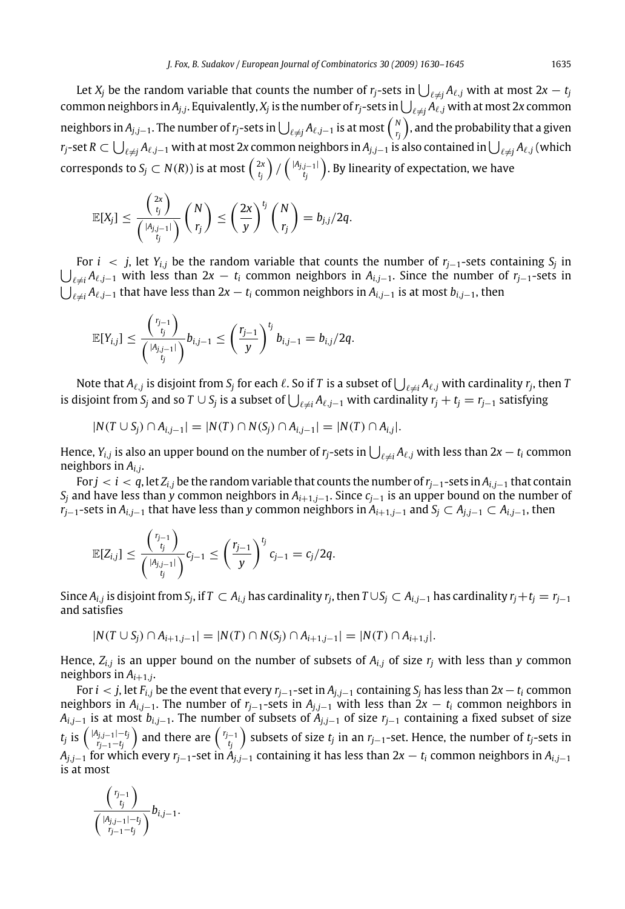Let $X_j$ be the random variable that counts the number of $r_j$-sets in $\bigcup_{\ell \neq j} A_{\ell,j}$ with at most $2x - t_j$ common neighbors in $A_{j,j}$. Equivalently, $X_j$ is the number of $r_j$-sets in $\bigcup_{\ell \neq j} A_{\ell,j}$ with at most $2x$ common neighbors in $A_{j,j-1}$. The number of $r_j$-sets in $\bigcup_{\ell \neq j} A_{\ell,j-1}$ is at most $\binom{N}{r_j}$, and the probability that a given $r_j$-set $R \subset \bigcup_{\ell \neq j} A_{\ell,j-1}$ with at most $2x$ common neighbors in $A_{j,j-1}$ is also contained in $\bigcup_{\ell \neq j} A_{\ell,j}$ (which corresponds to $S_j \subset N(R)$) is at most $\binom{2x}{t_j} / \binom{|A_{j,j-1}|}{t_j}$. By linearity of expectation, we have

$$\mathbb{E}[X_j] \leq \frac{\binom{2x}{t_j}}{\binom{|A_{j,j-1}|}{t_j}} \binom{N}{r_j} \leq \left(\frac{2x}{y}\right)^{t_j} \binom{N}{r_j} = b_{j,j}/2q.$$

For $i < j$, let $Y_{i,j}$ be the random variable that counts the number of $r_{j-1}$-sets containing $S_j$ in $\bigcup_{\ell \neq i} A_{\ell,j-1}$ with less than $2x - t_i$ common neighbors in $A_{i,j-1}$. Since the number of $r_{j-1}$-sets in $\bigcup_{\ell \neq i} A_{\ell,j-1}$ that have less than $2x - t_i$ common neighbors in $A_{i,j-1}$ is at most $b_{i,j-1}$, then

$$\mathbb{E}[Y_{i,j}] \leq \frac{\binom{r_{j-1}}{t_j}}{\binom{|A_{j,j-1}|}{t_j}} b_{i,j-1} \leq \left(\frac{r_{j-1}}{y}\right)^{t_j} b_{i,j-1} = b_{i,j}/2q.$$

Note that $A_{\ell,j}$ is disjoint from $S_j$ for each $\ell$. So if $T$ is a subset of $\bigcup_{\ell \neq i} A_{\ell,j}$ with cardinality $r_j$, then $T$ is disjoint from $S_j$ and so $T \cup S_j$ is a subset of $\bigcup_{\ell \neq i} A_{\ell,j-1}$ with cardinality $r_j + t_j = r_{j-1}$ satisfying

$$|N(T \cup S_j) \cap A_{i,j-1}| = |N(T) \cap N(S_j) \cap A_{i,j-1}| = |N(T) \cap A_{i,j}|.$$

Hence, $Y_{i,j}$ is also an upper bound on the number of $r_j$-sets in $\bigcup_{\ell \neq i} A_{\ell,j}$ with less than $2x - t_i$ common neighbors in $A_{i,j}$.

For $j < i < q$, let $Z_{i,j}$ be the random variable that counts the number of $r_{j-1}$-sets in $A_{i,j-1}$ that contain $S_j$ and have less than $y$ common neighbors in $A_{i+1,j-1}$. Since $c_{j-1}$ is an upper bound on the number of $r_{j-1}$-sets in $A_{i,j-1}$ that have less than $y$ common neighbors in $A_{i+1,j-1}$ and $S_j \subset A_{j,j-1} \subset A_{i,j-1}$, then

$$\mathbb{E}[Z_{i,j}] \leq \frac{\binom{r_{j-1}}{t_j}}{\binom{|A_{j,j-1}|}{t_j}} c_{j-1} \leq \left(\frac{r_{j-1}}{y}\right)^{t_j} c_{j-1} = c_j/2q.$$

Since $A_{i,j}$ is disjoint from $S_j$, if $T \subset A_{i,j}$ has cardinality $r_j$, then $T \cup S_j \subset A_{i,j-1}$ has cardinality $r_j + t_j = r_{j-1}$ and satisfies

$$|N(T \cup S_j) \cap A_{i+1,j-1}| = |N(T) \cap N(S_j) \cap A_{i+1,j-1}| = |N(T) \cap A_{i+1,j}|.$$

Hence, $Z_{i,j}$ is an upper bound on the number of subsets of $A_{i,j}$ of size $r_j$ with less than $y$ common neighbors in $A_{i+1,j}$.

For $i < j$, let $F_{i,j}$ be the event that every $r_{j-1}$-set in $A_{j,j-1}$ containing $S_j$ has less than $2x - t_i$ common neighbors in $A_{i,j-1}$. The number of $r_{j-1}$-sets in $A_{j,j-1}$ with less than $2x - t_i$ common neighbors in $A_{i,j-1}$ is at most $b_{i,j-1}$. The number of subsets of $A_{j,j-1}$ of size $r_{j-1}$ containing a fixed subset of size $t_j$ is $\binom{|A_{j,j-1}| - t_j}{r_{j-1} - t_j}$ and there are $\binom{r_{j-1}}{t_j}$ subsets of size $t_j$ in an $r_{j-1}$-set. Hence, the number of $t_j$-sets in $A_{j,j-1}$ for which every $r_{j-1}$-set in $A_{j,j-1}$ containing it has less than $2x - t_i$ common neighbors in $A_{i,j-1}$ is at most

$$\frac{\binom{r_{j-1}}{t_j}}{\binom{|A_{j,j-1}| - t_j}{r_{j-1} - t_j}} b_{i,j-1}.$$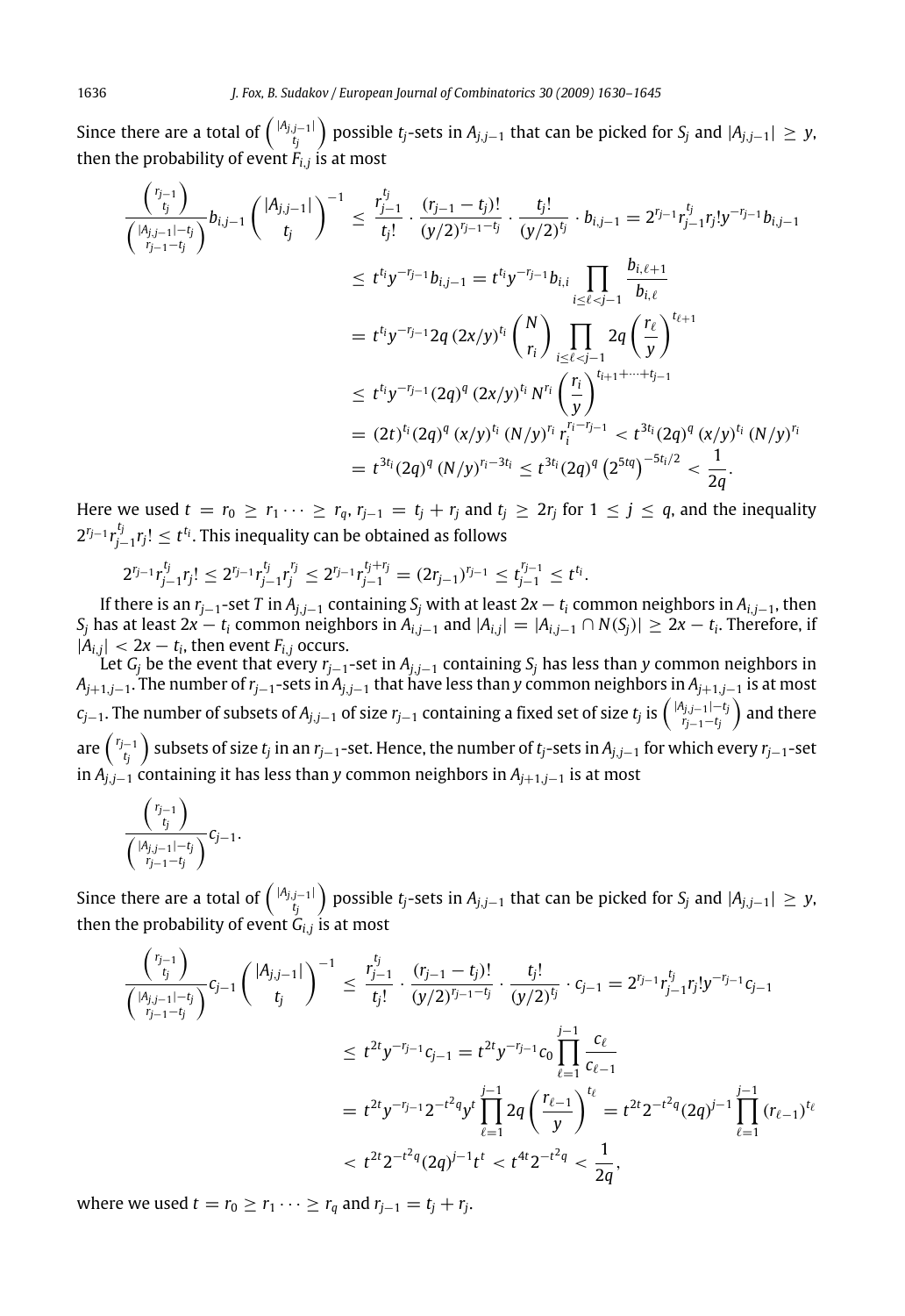Since there are a total of $\binom{|A_{j,j-1}|}{t_j}$ possible $t_j$-sets in $A_{j,j-1}$ that can be picked for $S_j$ and $|A_{j,j-1}| \geq y$, then the probability of event $F_{i,j}$ is at most

$$
\begin{aligned}
\frac{\binom{r_{j-1}}{t_j}}{\binom{|A_{j,j-1}|-t_j}{r_{j-1}-t_j}} b_{i,j-1} \binom{|A_{j,j-1}|}{t_j}^{-1} &\leq \frac{r_{j-1}^{t_j}}{t_j!} \cdot \frac{(r_{j-1}-t_j)!}{(y/2)^{r_{j-1}-t_j}} \cdot \frac{t_j!}{(y/2)^{t_j}} \cdot b_{i,j-1} = 2^{r_{j-1}} r_{j-1}^{t_j} r_j! y^{-r_{j-1}} b_{i,j-1} \\
&\leq t^{t_i} y^{-r_{j-1}} b_{i,j-1} = t^{t_i} y^{-r_{j-1}} b_{i,i} \prod_{i \leq \ell < j-1} \frac{b_{i,\ell+1}}{b_{i,\ell}} \\
&= t^{t_i} y^{-r_{j-1}} 2q \, (2x/y)^{t_i} \binom{N}{r_i} \prod_{i \leq \ell < j-1} 2q \left(\frac{r_\ell}{y}\right)^{t_{\ell+1}} \\
&\leq t^{t_i} y^{-r_{j-1}} (2q)^q \, (2x/y)^{t_i} N^{r_i} \left(\frac{r_i}{y}\right)^{t_{i+1}+\cdots+t_{j-1}} \\
&= (2t)^{t_i} (2q)^q \, (x/y)^{t_i} \, (N/y)^{r_i} \, r_i^{r_i - r_{j-1}} < t^{3t_i} (2q)^q \, (x/y)^{t_i} \, (N/y)^{r_i} \\
&= t^{3t_i} (2q)^q \, (N/y)^{r_i - 3t_i} \leq t^{3t_i} (2q)^q \left(2^{5tq}\right)^{-5t_i/2} < \frac{1}{2q}.
\end{aligned}
$$

Here we used $t = r_0 \geq r_1 \cdots \geq r_q$, $r_{j-1} = t_j + r_j$ and $t_j \geq 2r_j$ for $1 \leq j \leq q$, and the inequality $2^{r_{j-1}} r_{j-1}^{t_j} r_j! \leq t^{t_i}$. This inequality can be obtained as follows

$$
2^{r_{j-1}} r_{j-1}^{t_j} r_j! \leq 2^{r_{j-1}} r_{j-1}^{t_j} r_j^{r_j} \leq 2^{r_{j-1}} r_{j-1}^{t_j + r_j} = (2r_{j-1})^{r_{j-1}} \leq t_{j-1}^{r_{j-1}} \leq t^{t_i}.
$$

If there is an $r_{j-1}$-set $T$ in $A_{j,j-1}$ containing $S_j$ with at least $2x - t_i$ common neighbors in $A_{i,j-1}$, then $S_j$ has at least $2x - t_i$ common neighbors in $A_{i,j-1}$ and $|A_{i,j}| = |A_{i,j-1} \cap N(S_j)| \geq 2x - t_i$. Therefore, if $|A_{i,j}| < 2x - t_i$, then event $F_{i,j}$ occurs.

Let $G_j$ be the event that every $r_{j-1}$-set in $A_{j,j-1}$ containing $S_j$ has less than $y$ common neighbors in $A_{j+1,j-1}$. The number of $r_{j-1}$-sets in $A_{j,j-1}$ that have less than $y$ common neighbors in $A_{j+1,j-1}$ is at most $c_{j-1}$. The number of subsets of $A_{j,j-1}$ of size $r_{j-1}$ containing a fixed set of size $t_j$ is $\binom{|A_{j,j-1}|-t_j}{r_{j-1}-t_j}$ and there are $\binom{r_{j-1}}{t_j}$ subsets of size $t_j$ in an $r_{j-1}$-set. Hence, the number of $t_j$-sets in $A_{j,j-1}$ for which every $r_{j-1}$-set in $A_{j,j-1}$ containing it has less than $y$ common neighbors in $A_{j+1,j-1}$ is at most

$$
\frac{\binom{r_{j-1}}{t_j}}{\binom{|A_{j,j-1}|-t_j}{r_{j-1}-t_j}} c_{j-1}.
$$

Since there are a total of $\binom{|A_{j,j-1}|}{t_j}$ possible $t_j$-sets in $A_{j,j-1}$ that can be picked for $S_j$ and $|A_{j,j-1}| \geq y$, then the probability of event $G_{i,j}$ is at most

$$
\begin{aligned}
\frac{\binom{r_{j-1}}{t_j}}{\binom{|A_{j,j-1}|-t_j}{r_{j-1}-t_j}} c_{j-1} \binom{|A_{j,j-1}|}{t_j}^{-1} &\leq \frac{r_{j-1}^{t_j}}{t_j!} \cdot \frac{(r_{j-1}-t_j)!}{(y/2)^{r_{j-1}-t_j}} \cdot \frac{t_j!}{(y/2)^{t_j}} \cdot c_{j-1} = 2^{r_{j-1}} r_{j-1}^{t_j} r_j! y^{-r_{j-1}} c_{j-1} \\
&\leq t^{2t} y^{-r_{j-1}} c_{j-1} = t^{2t} y^{-r_{j-1}} c_0 \prod_{\ell=1}^{j-1} \frac{c_\ell}{c_{\ell-1}} \\
&= t^{2t} y^{-r_{j-1}} 2^{-t^2 q} y^t \prod_{\ell=1}^{j-1} 2q \left(\frac{r_{\ell-1}}{y}\right)^{t_\ell} = t^{2t} 2^{-t^2 q} (2q)^{j-1} \prod_{\ell=1}^{j-1} (r_{\ell-1})^{t_\ell} \\
&< t^{2t} 2^{-t^2 q} (2q)^{j-1} t^t < t^{4t} 2^{-t^2 q} < \frac{1}{2q},
\end{aligned}
$$

where we used $t = r_0 \geq r_1 \cdots \geq r_q$ and $r_{j-1} = t_j + r_j$.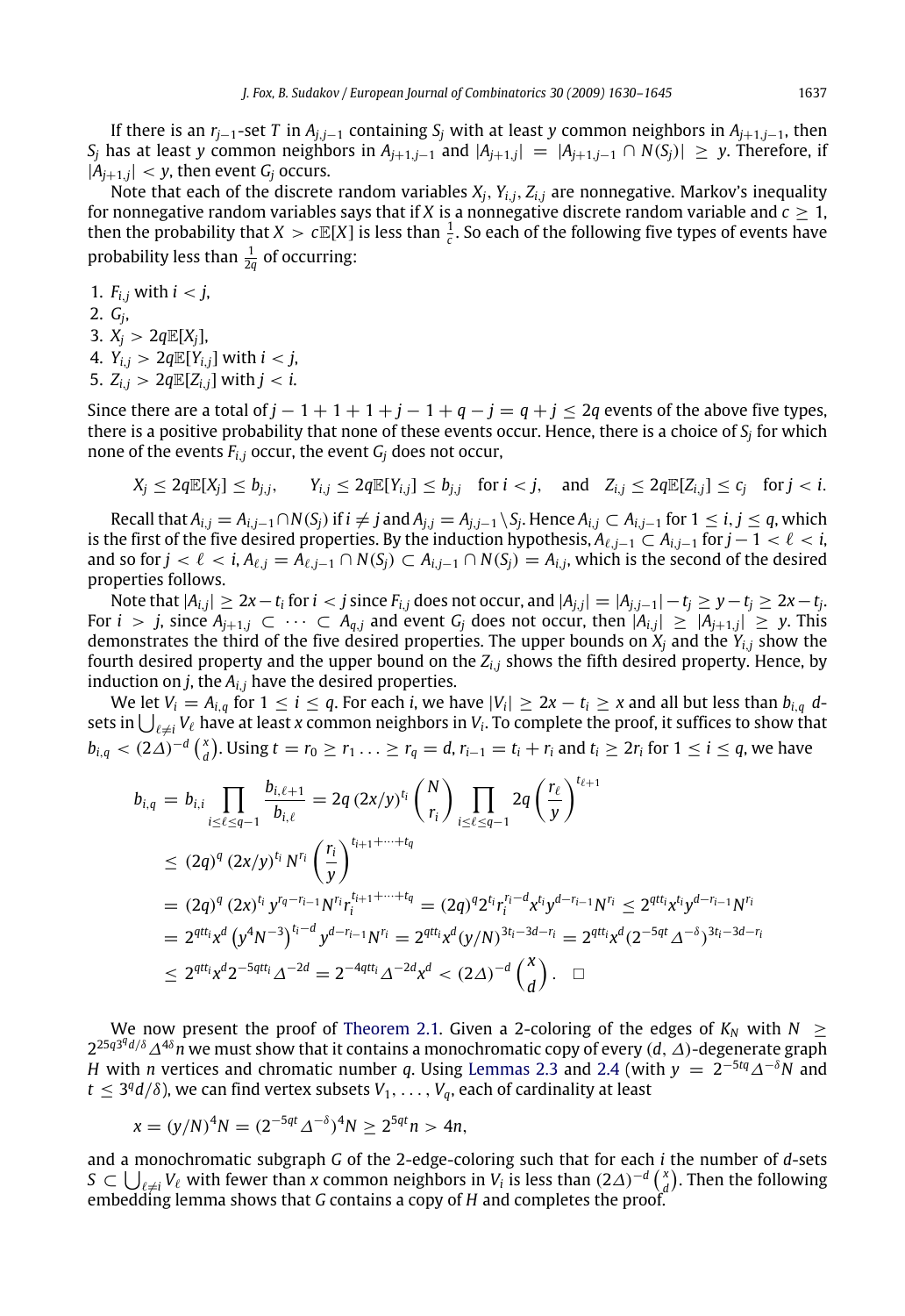If there is an $r_{j-1}$-set $T$ in $A_{j,j-1}$ containing $S_j$ with at least $y$ common neighbors in $A_{j+1,j-1}$, then $S_j$ has at least $y$ common neighbors in $A_{j+1,j-1}$ and $|A_{j+1,j}| = |A_{j+1,j-1} \cap N(S_j)| \geq y$. Therefore, if $|A_{j+1,j}| < y$, then event $G_j$ occurs.

Note that each of the discrete random variables $X_j, Y_{i,j}, Z_{i,j}$ are nonnegative. Markov's inequality for nonnegative random variables says that if $X$ is a nonnegative discrete random variable and $c \geq 1$, then the probability that $X > c\mathbb{E}[X]$ is less than $\frac{1}{c}$. So each of the following five types of events have probability less than $\frac{1}{2q}$ of occurring:

1. $F_{i,j}$ with $i < j$,
2. $G_j$,
3. $X_j > 2q\mathbb{E}[X_j]$,
4. $Y_{i,j} > 2q\mathbb{E}[Y_{i,j}]$ with $i < j$,
5. $Z_{i,j} > 2q\mathbb{E}[Z_{i,j}]$ with $j < i$.

Since there are a total of $j - 1 + 1 + 1 + j - 1 + q - j = q + j \leq 2q$ events of the above five types, there is a positive probability that none of these events occur. Hence, there is a choice of $S_j$ for which none of the events $F_{i,j}$ occur, the event $G_j$ does not occur,

$$X_j \leq 2q\mathbb{E}[X_j] \leq b_{j,j}, \qquad Y_{i,j} \leq 2q\mathbb{E}[Y_{i,j}] \leq b_{j,j} \quad \text{for } i < j, \quad \text{and} \quad Z_{i,j} \leq 2q\mathbb{E}[Z_{i,j}] \leq c_j \quad \text{for } j < i.$$

Recall that $A_{i,j} = A_{i,j-1} \cap N(S_j)$ if $i \neq j$ and $A_{j,j} = A_{j,j-1} \setminus S_j$. Hence $A_{i,j} \subset A_{i,j-1}$ for $1 \leq i, j \leq q$, which is the first of the five desired properties. By the induction hypothesis, $A_{\ell,j-1} \subset A_{i,j-1}$ for $j - 1 < \ell < i$, and so for $j < \ell < i$, $A_{\ell,j} = A_{\ell,j-1} \cap N(S_j) \subset A_{i,j-1} \cap N(S_j) = A_{i,j}$, which is the second of the desired properties follows.

Note that $|A_{i,j}| \geq 2x - t_i$ for $i < j$ since $F_{i,j}$ does not occur, and $|A_{j,j}| = |A_{j,j-1}| - t_j \geq y - t_j \geq 2x - t_j$. For $i > j$, since $A_{j+1,j} \subset \cdots \subset A_{q,j}$ and event $G_j$ does not occur, then $|A_{i,j}| \geq |A_{j+1,j}| \geq y$. This demonstrates the third of the five desired properties. The upper bounds on $X_j$ and the $Y_{i,j}$ show the fourth desired property and the upper bound on the $Z_{i,j}$ shows the fifth desired property. Hence, by induction on $j$, the $A_{i,j}$ have the desired properties.

We let $V_i = A_{i,q}$ for $1 \leq i \leq q$. For each $i$, we have $|V_i| \geq 2x - t_i \geq x$ and all but less than $b_{i,q}$ $d$-sets in $\bigcup_{\ell \neq i} V_\ell$ have at least $x$ common neighbors in $V_i$. To complete the proof, it suffices to show that $b_{i,q} < (2\Delta)^{-d}\binom{x}{d}$. Using $t = r_0 \geq r_1 \ldots \geq r_q = d$, $r_{i-1} = t_i + r_i$ and $t_i \geq 2r_i$ for $1 \leq i \leq q$, we have

$$\begin{aligned}
b_{i,q} &= b_{i,i} \prod_{i \leq \ell \leq q-1} \frac{b_{i,\ell+1}}{b_{i,\ell}} = 2q\,(2x/y)^{t_i}\binom{N}{r_i} \prod_{i \leq \ell \leq q-1} 2q\left(\frac{r_\ell}{y}\right)^{t_{\ell+1}} \\
&\leq (2q)^q\,(2x/y)^{t_i}\,N^{r_i}\left(\frac{r_i}{y}\right)^{t_{i+1}+\cdots+t_q} \\
&= (2q)^q\,(2x)^{t_i}\,y^{r_q - r_{i-1}} N^{r_i} r_i^{t_{i+1}+\cdots+t_q} = (2q)^q 2^{t_i} r_i^{r_i - d} x^{t_i} y^{d - r_{i-1}} N^{r_i} \leq 2^{qtt_i} x^{t_i} y^{d - r_{i-1}} N^{r_i} \\
&= 2^{qtt_i} x^d \left(y^4 N^{-3}\right)^{t_i - d} y^{d - r_{i-1}} N^{r_i} = 2^{qtt_i} x^d (y/N)^{3t_i - 3d - r_i} = 2^{qtt_i} x^d (2^{-5qt}\Delta^{-\delta})^{3t_i - 3d - r_i} \\
&\leq 2^{qtt_i} x^d 2^{-5qtt_i}\Delta^{-2d} = 2^{-4qtt_i}\Delta^{-2d} x^d < (2\Delta)^{-d}\binom{x}{d}. \quad \square
\end{aligned}$$

We now present the proof of Theorem 2.1. Given a 2-coloring of the edges of $K_N$ with $N \geq 2^{25q3^q d/\delta}\Delta^{4\delta} n$ we must show that it contains a monochromatic copy of every $(d, \Delta)$-degenerate graph $H$ with $n$ vertices and chromatic number $q$. Using Lemmas 2.3 and 2.4 (with $y = 2^{-5tq}\Delta^{-\delta}N$ and $t \leq 3^q d/\delta$), we can find vertex subsets $V_1, \ldots, V_q$, each of cardinality at least

$$x = (y/N)^4 N = (2^{-5qt}\Delta^{-\delta})^4 N \geq 2^{5qt} n > 4n,$$

and a monochromatic subgraph $G$ of the 2-edge-coloring such that for each $i$ the number of $d$-sets $S \subset \bigcup_{\ell \neq i} V_\ell$ with fewer than $x$ common neighbors in $V_i$ is less than $(2\Delta)^{-d}\binom{x}{d}$. Then the following embedding lemma shows that $G$ contains a copy of $H$ and completes the proof.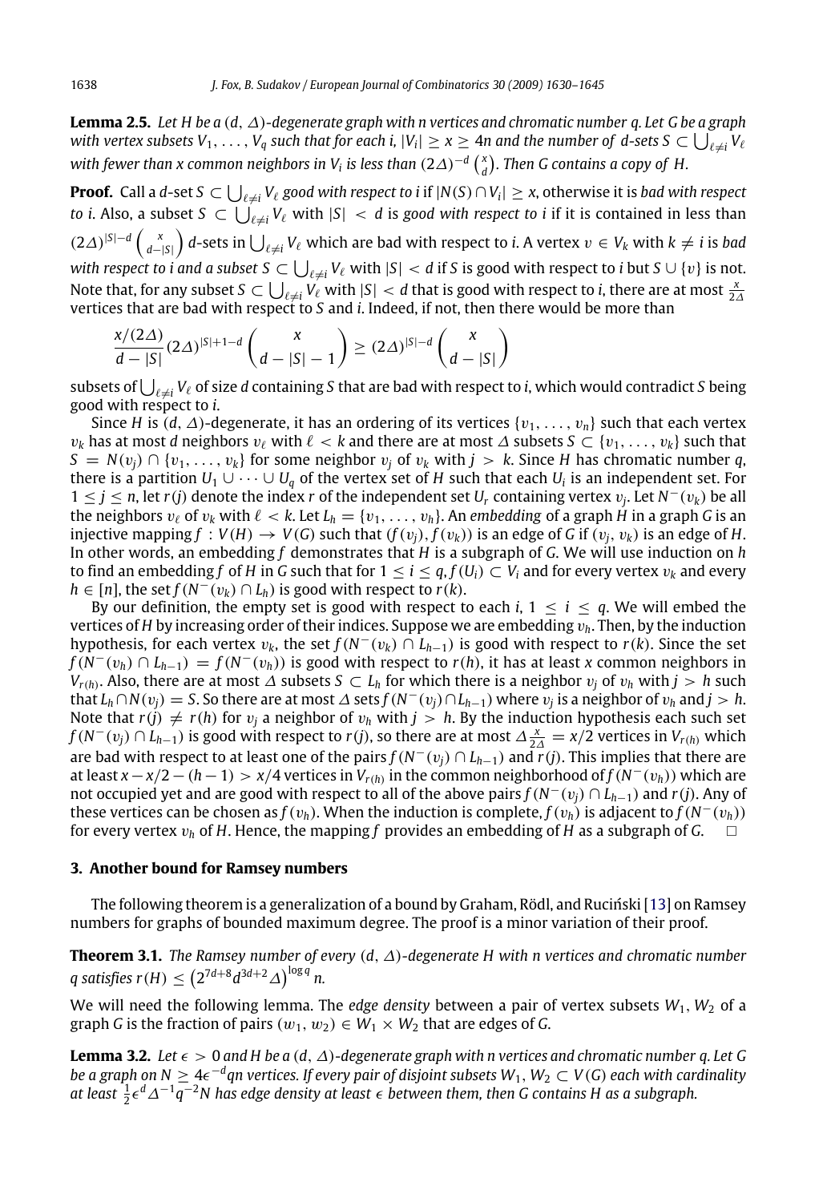**Lemma 2.5.** *Let $H$ be a $(d, \Delta)$-degenerate graph with $n$ vertices and chromatic number $q$. Let $G$ be a graph with vertex subsets $V_1, \ldots, V_q$ such that for each $i$, $|V_i| \geq x \geq 4n$ and the number of $d$-sets $S \subset \bigcup_{\ell \neq i} V_\ell$ with fewer than $x$ common neighbors in $V_i$ is less than $(2\Delta)^{-d}\binom{x}{d}$. Then $G$ contains a copy of $H$.*

**Proof.** Call a $d$-set $S \subset \bigcup_{\ell \neq i} V_\ell$ *good with respect to* $i$ if $|N(S) \cap V_i| \geq x$, otherwise it is *bad with respect to* $i$. Also, a subset $S \subset \bigcup_{\ell \neq i} V_\ell$ with $|S| < d$ is *good with respect to* $i$ if it is contained in less than $(2\Delta)^{|S|-d}\binom{x}{d-|S|}$ $d$-sets in $\bigcup_{\ell \neq i} V_\ell$ which are bad with respect to $i$. A vertex $v \in V_k$ with $k \neq i$ is *bad with respect to* $i$ *and a subset* $S \subset \bigcup_{\ell \neq i} V_\ell$ with $|S| < d$ if $S$ is good with respect to $i$ but $S \cup \{v\}$ is not. Note that, for any subset $S \subset \bigcup_{\ell \neq i} V_\ell$ with $|S| < d$ that is good with respect to $i$, there are at most $\frac{x}{2\Delta}$ vertices that are bad with respect to $S$ and $i$. Indeed, if not, then there would be more than

$$\frac{x/(2\Delta)}{d-|S|}(2\Delta)^{|S|+1-d}\binom{x}{d-|S|-1} \geq (2\Delta)^{|S|-d}\binom{x}{d-|S|}$$

subsets of $\bigcup_{\ell \neq i} V_\ell$ of size $d$ containing $S$ that are bad with respect to $i$, which would contradict $S$ being good with respect to $i$.

Since $H$ is $(d, \Delta)$-degenerate, it has an ordering of its vertices $\{v_1, \ldots, v_n\}$ such that each vertex $v_k$ has at most $d$ neighbors $v_\ell$ with $\ell < k$ and there are at most $\Delta$ subsets $S \subset \{v_1, \ldots, v_k\}$ such that $S = N(v_j) \cap \{v_1, \ldots, v_k\}$ for some neighbor $v_j$ of $v_k$ with $j > k$. Since $H$ has chromatic number $q$, there is a partition $U_1 \cup \cdots \cup U_q$ of the vertex set of $H$ such that each $U_i$ is an independent set. For $1 \leq j \leq n$, let $r(j)$ denote the index $r$ of the independent set $U_r$ containing vertex $v_j$. Let $N^-(v_k)$ be all the neighbors $v_\ell$ of $v_k$ with $\ell < k$. Let $L_h = \{v_1, \ldots, v_h\}$. An *embedding* of a graph $H$ in a graph $G$ is an injective mapping $f : V(H) \to V(G)$ such that $(f(v_j), f(v_k))$ is an edge of $G$ if $(v_j, v_k)$ is an edge of $H$. In other words, an embedding $f$ demonstrates that $H$ is a subgraph of $G$. We will use induction on $h$ to find an embedding $f$ of $H$ in $G$ such that for $1 \leq i \leq q$, $f(U_i) \subset V_i$ and for every vertex $v_k$ and every $h \in [n]$, the set $f(N^-(v_k) \cap L_h)$ is good with respect to $r(k)$.

By our definition, the empty set is good with respect to each $i$, $1 \leq i \leq q$. We will embed the vertices of $H$ by increasing order of their indices. Suppose we are embedding $v_h$. Then, by the induction hypothesis, for each vertex $v_k$, the set $f(N^-(v_k) \cap L_{h-1})$ is good with respect to $r(k)$. Since the set $f(N^-(v_h) \cap L_{h-1}) = f(N^-(v_h))$ is good with respect to $r(h)$, it has at least $x$ common neighbors in $V_{r(h)}$. Also, there are at most $\Delta$ subsets $S \subset L_h$ for which there is a neighbor $v_j$ of $v_h$ with $j > h$ such that $L_h \cap N(v_j) = S$. So there are at most $\Delta$ sets $f(N^-(v_j) \cap L_{h-1})$ where $v_j$ is a neighbor of $v_h$ and $j > h$. Note that $r(j) \neq r(h)$ for $v_j$ a neighbor of $v_h$ with $j > h$. By the induction hypothesis each such set $f(N^-(v_j) \cap L_{h-1})$ is good with respect to $r(j)$, so there are at most $\Delta\frac{x}{2\Delta} = x/2$ vertices in $V_{r(h)}$ which are bad with respect to at least one of the pairs $f(N^-(v_j) \cap L_{h-1})$ and $r(j)$. This implies that there are at least $x - x/2 - (h-1) > x/4$ vertices in $V_{r(h)}$ in the common neighborhood of $f(N^-(v_h))$ which are not occupied yet and are good with respect to all of the above pairs $f(N^-(v_j) \cap L_{h-1})$ and $r(j)$. Any of these vertices can be chosen as $f(v_h)$. When the induction is complete, $f(v_h)$ is adjacent to $f(N^-(v_h))$ for every vertex $v_h$ of $H$. Hence, the mapping $f$ provides an embedding of $H$ as a subgraph of $G$. $\square$

## 3. Another bound for Ramsey numbers

The following theorem is a generalization of a bound by Graham, Rödl, and Ruciński [13] on Ramsey numbers for graphs of bounded maximum degree. The proof is a minor variation of their proof.

**Theorem 3.1.** *The Ramsey number of every $(d, \Delta)$-degenerate $H$ with $n$ vertices and chromatic number $q$ satisfies $r(H) \leq \left(2^{7d+8}d^{3d+2}\Delta\right)^{\log q} n$.*

We will need the following lemma. The *edge density* between a pair of vertex subsets $W_1, W_2$ of a graph $G$ is the fraction of pairs $(w_1, w_2) \in W_1 \times W_2$ that are edges of $G$.

**Lemma 3.2.** *Let $\epsilon > 0$ and $H$ be a $(d, \Delta)$-degenerate graph with $n$ vertices and chromatic number $q$. Let $G$ be a graph on $N \geq 4\epsilon^{-d}qn$ vertices. If every pair of disjoint subsets $W_1, W_2 \subset V(G)$ each with cardinality at least $\frac{1}{2}\epsilon^d\Delta^{-1}q^{-2}N$ has edge density at least $\epsilon$ between them, then $G$ contains $H$ as a subgraph.*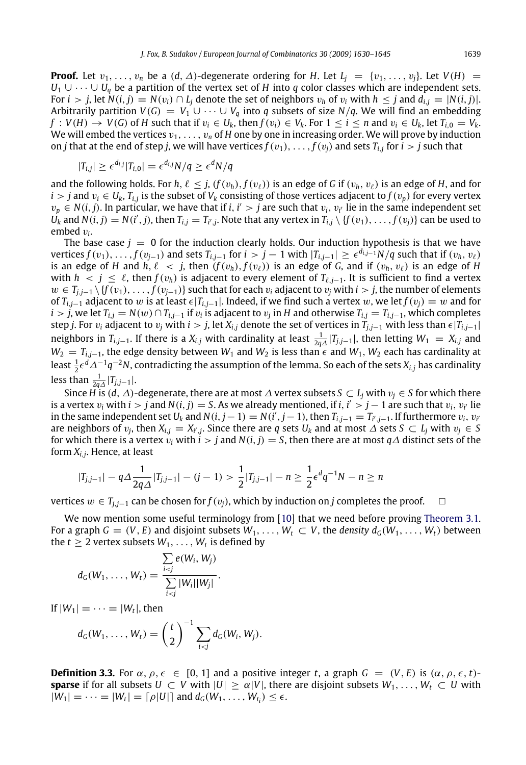**Proof.** Let $v_1, \ldots, v_n$ be a $(d, \Delta)$-degenerate ordering for $H$. Let $L_j = \{v_1, \ldots, v_j\}$. Let $V(H) = U_1 \cup \cdots \cup U_q$ be a partition of the vertex set of $H$ into $q$ color classes which are independent sets. For $i > j$, let $N(i, j) = N(v_i) \cap L_j$ denote the set of neighbors $v_h$ of $v_i$ with $h \leq j$ and $d_{i,j} = |N(i, j)|$. Arbitrarily partition $V(G) = V_1 \cup \cdots \cup V_q$ into $q$ subsets of size $N/q$. We will find an embedding $f : V(H) \to V(G)$ of $H$ such that if $v_i \in U_k$, then $f(v_i) \in V_k$. For $1 \leq i \leq n$ and $v_i \in U_k$, let $T_{i,0} = V_k$. We will embed the vertices $v_1, \ldots, v_n$ of $H$ one by one in increasing order. We will prove by induction on $j$ that at the end of step $j$, we will have vertices $f(v_1), \ldots, f(v_j)$ and sets $T_{i,j}$ for $i > j$ such that

$$|T_{i,j}| \geq \epsilon^{d_{i,j}} |T_{i,0}| = \epsilon^{d_{i,j}} N/q \geq \epsilon^d N/q$$

and the following holds. For $h, \ell \leq j$, $(f(v_h), f(v_\ell))$ is an edge of $G$ if $(v_h, v_\ell)$ is an edge of $H$, and for $i > j$ and $v_i \in U_k$, $T_{i,j}$ is the subset of $V_k$ consisting of those vertices adjacent to $f(v_p)$ for every vertex $v_p \in N(i, j)$. In particular, we have that if $i, i' > j$ are such that $v_i, v_{i'}$ lie in the same independent set $U_k$ and $N(i, j) = N(i', j)$, then $T_{i,j} = T_{i',j}$. Note that any vertex in $T_{i,j} \setminus \{f(v_1), \ldots, f(v_j)\}$ can be used to embed $v_i$.

The base case $j = 0$ for the induction clearly holds. Our induction hypothesis is that we have vertices $f(v_1), \ldots, f(v_{j-1})$ and sets $T_{i,j-1}$ for $i > j - 1$ with $|T_{i,j-1}| \geq \epsilon^{d_{i,j-1}} N/q$ such that if $(v_h, v_\ell)$ is an edge of $H$ and $h, \ell < j$, then $(f(v_h), f(v_\ell))$ is an edge of $G$, and if $(v_h, v_\ell)$ is an edge of $H$ with $h < j \leq \ell$, then $f(v_h)$ is adjacent to every element of $T_{\ell,j-1}$. It is sufficient to find a vertex $w \in T_{j,j-1} \setminus \{f(v_1), \ldots, f(v_{j-1})\}$ such that for each $v_i$ adjacent to $v_j$ with $i > j$, the number of elements of $T_{i,j-1}$ adjacent to $w$ is at least $\epsilon |T_{i,j-1}|$. Indeed, if we find such a vertex $w$, we let $f(v_j) = w$ and for $i > j$, we let $T_{i,j} = N(w) \cap T_{i,j-1}$ if $v_i$ is adjacent to $v_j$ in $H$ and otherwise $T_{i,j} = T_{i,j-1}$, which completes step $j$. For $v_i$ adjacent to $v_j$ with $i > j$, let $X_{i,j}$ denote the set of vertices in $T_{j,j-1}$ with less than $\epsilon |T_{i,j-1}|$ neighbors in $T_{i,j-1}$. If there is a $X_{i,j}$ with cardinality at least $\frac{1}{2q\Delta} |T_{j,j-1}|$, then letting $W_1 = X_{i,j}$ and $W_2 = T_{i,j-1}$, the edge density between $W_1$ and $W_2$ is less than $\epsilon$ and $W_1, W_2$ each has cardinality at least $\frac{1}{2} \epsilon^d \Delta^{-1} q^{-2} N$, contradicting the assumption of the lemma. So each of the sets $X_{i,j}$ has cardinality less than $\frac{1}{2q\Delta} |T_{j,j-1}|$.

Since $H$ is $(d, \Delta)$-degenerate, there are at most $\Delta$ vertex subsets $S \subset L_j$ with $v_j \in S$ for which there is a vertex $v_i$ with $i > j$ and $N(i, j) = S$. As we already mentioned, if $i, i' > j - 1$ are such that $v_i, v_{i'}$ lie in the same independent set $U_k$ and $N(i, j-1) = N(i', j-1)$, then $T_{i,j-1} = T_{i',j-1}$. If furthermore $v_i, v_{i'}$ are neighbors of $v_j$, then $X_{i,j} = X_{i',j}$. Since there are $q$ sets $U_k$ and at most $\Delta$ sets $S \subset L_j$ with $v_j \in S$ for which there is a vertex $v_i$ with $i > j$ and $N(i, j) = S$, then there are at most $q\Delta$ distinct sets of the form $X_{i,j}$. Hence, at least

$$|T_{j,j-1}| - q\Delta \frac{1}{2q\Delta} |T_{j,j-1}| - (j-1) > \frac{1}{2} |T_{j,j-1}| - n \geq \frac{1}{2} \epsilon^d q^{-1} N - n \geq n$$

vertices $w \in T_{j,j-1}$ can be chosen for $f(v_j)$, which by induction on $j$ completes the proof. $\square$

We now mention some useful terminology from [10] that we need before proving Theorem 3.1. For a graph $G = (V, E)$ and disjoint subsets $W_1, \ldots, W_t \subset V$, the *density* $d_G(W_1, \ldots, W_t)$ between the $t \geq 2$ vertex subsets $W_1, \ldots, W_t$ is defined by

$$d_G(W_1, \ldots, W_t) = \frac{\sum_{i<j} e(W_i, W_j)}{\sum_{i<j} |W_i||W_j|}.$$

If $|W_1| = \cdots = |W_t|$, then

$$d_G(W_1, \ldots, W_t) = \binom{t}{2}^{-1} \sum_{i<j} d_G(W_i, W_j).$$

**Definition 3.3.** For $\alpha, \rho, \epsilon \in [0, 1]$ and a positive integer $t$, a graph $G = (V, E)$ is $(\alpha, \rho, \epsilon, t)$-**sparse** if for all subsets $U \subset V$ with $|U| \geq \alpha |V|$, there are disjoint subsets $W_1, \ldots, W_t \subset U$ with $|W_1| = \cdots = |W_t| = \lceil \rho |U| \rceil$ and $d_G(W_1, \ldots, W_{t_i}) \leq \epsilon$.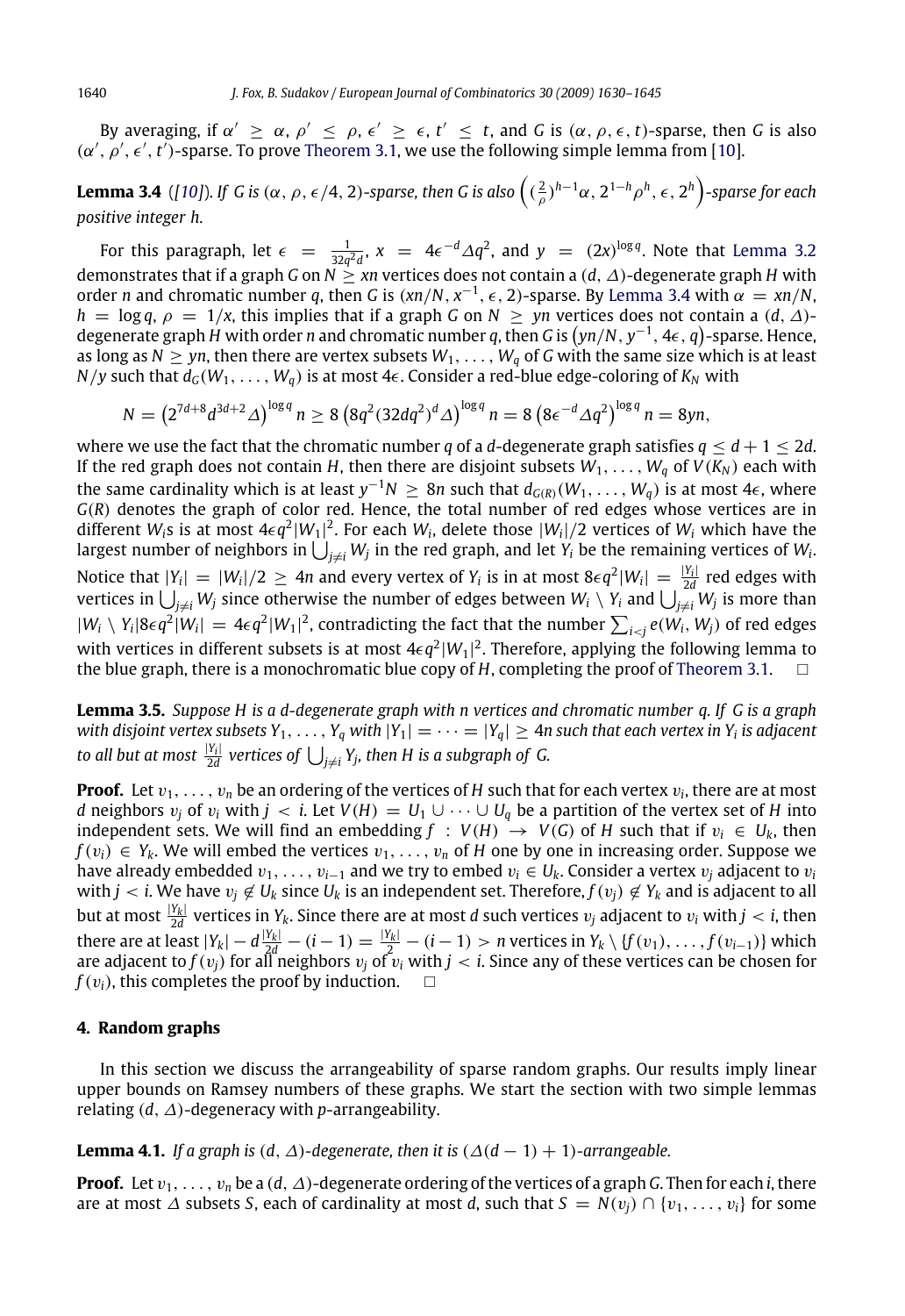By averaging, if $\alpha' \geq \alpha$, $\rho' \leq \rho$, $\epsilon' \geq \epsilon$, $t' \leq t$, and $G$ is $(\alpha, \rho, \epsilon, t)$-sparse, then $G$ is also $(\alpha', \rho', \epsilon', t')$-sparse. To prove Theorem 3.1, we use the following simple lemma from [10].

**Lemma 3.4** *([10]). If $G$ is $(\alpha, \rho, \epsilon/4, 2)$-sparse, then $G$ is also $\left((\frac{2}{\rho})^{h-1}\alpha, 2^{1-h}\rho^h, \epsilon, 2^h\right)$-sparse for each positive integer $h$.*

For this paragraph, let $\epsilon = \frac{1}{32q^2d}$, $x = 4\epsilon^{-d}\Delta q^2$, and $y = (2x)^{\log q}$. Note that Lemma 3.2 demonstrates that if a graph $G$ on $N \geq xn$ vertices does not contain a $(d, \Delta)$-degenerate graph $H$ with order $n$ and chromatic number $q$, then $G$ is $(xn/N, x^{-1}, \epsilon, 2)$-sparse. By Lemma 3.4 with $\alpha = xn/N$, $h = \log q$, $\rho = 1/x$, this implies that if a graph $G$ on $N \geq yn$ vertices does not contain a $(d, \Delta)$-degenerate graph $H$ with order $n$ and chromatic number $q$, then $G$ is $\left(yn/N, y^{-1}, 4\epsilon, q\right)$-sparse. Hence, as long as $N \geq yn$, then there are vertex subsets $W_1, \ldots, W_q$ of $G$ with the same size which is at least $N/y$ such that $d_G(W_1, \ldots, W_q)$ is at most $4\epsilon$. Consider a red-blue edge-coloring of $K_N$ with

$$N = \left(2^{7d+8}d^{3d+2}\Delta\right)^{\log q} n \geq 8\left(8q^2(32dq^2)^d\Delta\right)^{\log q} n = 8\left(8\epsilon^{-d}\Delta q^2\right)^{\log q} n = 8yn,$$

where we use the fact that the chromatic number $q$ of a $d$-degenerate graph satisfies $q \leq d + 1 \leq 2d$. If the red graph does not contain $H$, then there are disjoint subsets $W_1, \ldots, W_q$ of $V(K_N)$ each with the same cardinality which is at least $y^{-1}N \geq 8n$ such that $d_{G(R)}(W_1, \ldots, W_q)$ is at most $4\epsilon$, where $G(R)$ denotes the graph of color red. Hence, the total number of red edges whose vertices are in different $W_i$s is at most $4\epsilon q^2|W_1|^2$. For each $W_i$, delete those $|W_i|/2$ vertices of $W_i$ which have the largest number of neighbors in $\bigcup_{j \neq i} W_j$ in the red graph, and let $Y_i$ be the remaining vertices of $W_i$. Notice that $|Y_i| = |W_i|/2 \geq 4n$ and every vertex of $Y_i$ is in at most $8\epsilon q^2|W_i| = \frac{|Y_i|}{2d}$ red edges with vertices in $\bigcup_{j \neq i} W_j$ since otherwise the number of edges between $W_i \setminus Y_i$ and $\bigcup_{j \neq i} W_j$ is more than $|W_i \setminus Y_i| 8\epsilon q^2 |W_i| = 4\epsilon q^2 |W_1|^2$, contradicting the fact that the number $\sum_{i<j} e(W_i, W_j)$ of red edges with vertices in different subsets is at most $4\epsilon q^2|W_1|^2$. Therefore, applying the following lemma to the blue graph, there is a monochromatic blue copy of $H$, completing the proof of Theorem 3.1. $\square$

**Lemma 3.5.** *Suppose $H$ is a $d$-degenerate graph with $n$ vertices and chromatic number $q$. If $G$ is a graph with disjoint vertex subsets $Y_1, \ldots, Y_q$ with $|Y_1| = \cdots = |Y_q| \geq 4n$ such that each vertex in $Y_i$ is adjacent to all but at most $\frac{|Y_i|}{2d}$ vertices of $\bigcup_{j \neq i} Y_j$, then $H$ is a subgraph of $G$.*

**Proof.** Let $v_1, \ldots, v_n$ be an ordering of the vertices of $H$ such that for each vertex $v_i$, there are at most $d$ neighbors $v_j$ of $v_i$ with $j < i$. Let $V(H) = U_1 \cup \cdots \cup U_q$ be a partition of the vertex set of $H$ into independent sets. We will find an embedding $f : V(H) \to V(G)$ of $H$ such that if $v_i \in U_k$, then $f(v_i) \in Y_k$. We will embed the vertices $v_1, \ldots, v_n$ of $H$ one by one in increasing order. Suppose we have already embedded $v_1, \ldots, v_{i-1}$ and we try to embed $v_i \in U_k$. Consider a vertex $v_j$ adjacent to $v_i$ with $j < i$. We have $v_j \notin U_k$ since $U_k$ is an independent set. Therefore, $f(v_j) \notin Y_k$ and is adjacent to all but at most $\frac{|Y_k|}{2d}$ vertices in $Y_k$. Since there are at most $d$ such vertices $v_j$ adjacent to $v_i$ with $j < i$, then there are at least $|Y_k| - d\frac{|Y_k|}{2d} - (i-1) = \frac{|Y_k|}{2} - (i-1) > n$ vertices in $Y_k \setminus \{f(v_1), \ldots, f(v_{i-1})\}$ which are adjacent to $f(v_j)$ for all neighbors $v_j$ of $v_i$ with $j < i$. Since any of these vertices can be chosen for $f(v_i)$, this completes the proof by induction. $\square$

## 4. Random graphs

In this section we discuss the arrangeability of sparse random graphs. Our results imply linear upper bounds on Ramsey numbers of these graphs. We start the section with two simple lemmas relating $(d, \Delta)$-degeneracy with $p$-arrangeability.

**Lemma 4.1.** *If a graph is $(d, \Delta)$-degenerate, then it is $(\Delta(d-1)+1)$-arrangeable.*

**Proof.** Let $v_1, \ldots, v_n$ be a $(d, \Delta)$-degenerate ordering of the vertices of a graph $G$. Then for each $i$, there are at most $\Delta$ subsets $S$, each of cardinality at most $d$, such that $S = N(v_j) \cap \{v_1, \ldots, v_i\}$ for some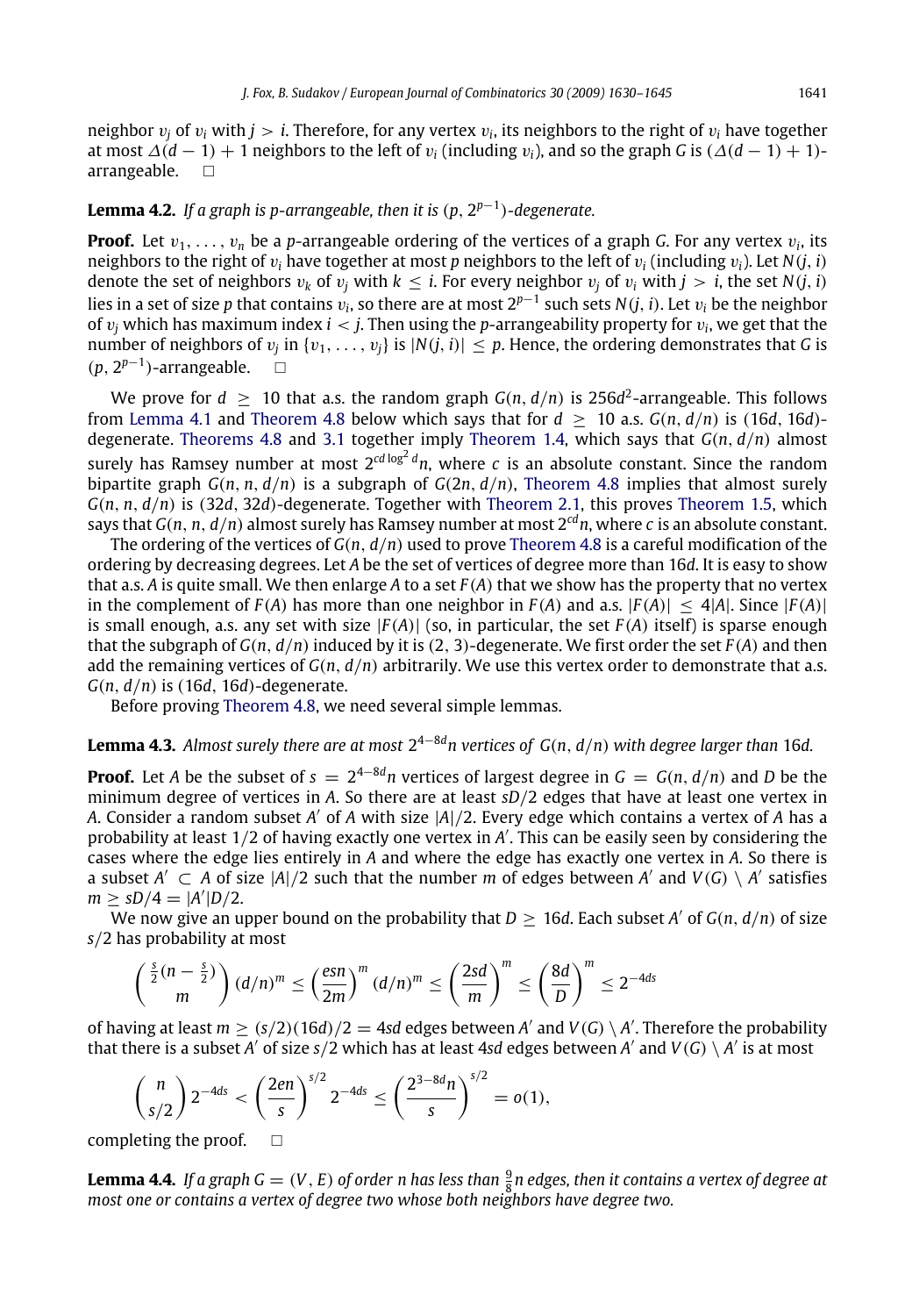neighbor $v_j$ of $v_i$ with $j > i$. Therefore, for any vertex $v_i$, its neighbors to the right of $v_i$ have together at most $\Delta(d-1)+1$ neighbors to the left of $v_i$ (including $v_i$), and so the graph $G$ is $(\Delta(d-1)+1)$-arrangeable. $\square$

**Lemma 4.2.** *If a graph is p-arrangeable, then it is $(p, 2^{p-1})$-degenerate.*

**Proof.** Let $v_1, \ldots, v_n$ be a $p$-arrangeable ordering of the vertices of a graph $G$. For any vertex $v_i$, its neighbors to the right of $v_i$ have together at most $p$ neighbors to the left of $v_i$ (including $v_i$). Let $N(j, i)$ denote the set of neighbors $v_k$ of $v_j$ with $k \leq i$. For every neighbor $v_j$ of $v_i$ with $j > i$, the set $N(j, i)$ lies in a set of size $p$ that contains $v_i$, so there are at most $2^{p-1}$ such sets $N(j, i)$. Let $v_i$ be the neighbor of $v_j$ which has maximum index $i < j$. Then using the $p$-arrangeability property for $v_i$, we get that the number of neighbors of $v_j$ in $\{v_1, \ldots, v_j\}$ is $|N(j, i)| \leq p$. Hence, the ordering demonstrates that $G$ is $(p, 2^{p-1})$-arrangeable. $\square$

We prove for $d \geq 10$ that a.s. the random graph $G(n, d/n)$ is $256d^2$-arrangeable. This follows from Lemma 4.1 and Theorem 4.8 below which says that for $d \geq 10$ a.s. $G(n, d/n)$ is $(16d, 16d)$-degenerate. Theorems 4.8 and 3.1 together imply Theorem 1.4, which says that $G(n, d/n)$ almost surely has Ramsey number at most $2^{cd \log^2 d}n$, where $c$ is an absolute constant. Since the random bipartite graph $G(n, n, d/n)$ is a subgraph of $G(2n, d/n)$, Theorem 4.8 implies that almost surely $G(n, n, d/n)$ is $(32d, 32d)$-degenerate. Together with Theorem 2.1, this proves Theorem 1.5, which says that $G(n, n, d/n)$ almost surely has Ramsey number at most $2^{cd}n$, where $c$ is an absolute constant.

The ordering of the vertices of $G(n, d/n)$ used to prove Theorem 4.8 is a careful modification of the ordering by decreasing degrees. Let $A$ be the set of vertices of degree more than $16d$. It is easy to show that a.s. $A$ is quite small. We then enlarge $A$ to a set $F(A)$ that we show has the property that no vertex in the complement of $F(A)$ has more than one neighbor in $F(A)$ and a.s. $|F(A)| \leq 4|A|$. Since $|F(A)|$ is small enough, a.s. any set with size $|F(A)|$ (so, in particular, the set $F(A)$ itself) is sparse enough that the subgraph of $G(n, d/n)$ induced by it is $(2, 3)$-degenerate. We first order the set $F(A)$ and then add the remaining vertices of $G(n, d/n)$ arbitrarily. We use this vertex order to demonstrate that a.s. $G(n, d/n)$ is $(16d, 16d)$-degenerate.

Before proving Theorem 4.8, we need several simple lemmas.

**Lemma 4.3.** *Almost surely there are at most $2^{4-8d}n$ vertices of $G(n, d/n)$ with degree larger than $16d$.*

**Proof.** Let $A$ be the subset of $s = 2^{4-8d}n$ vertices of largest degree in $G = G(n, d/n)$ and $D$ be the minimum degree of vertices in $A$. So there are at least $sD/2$ edges that have at least one vertex in $A$. Consider a random subset $A'$ of $A$ with size $|A|/2$. Every edge which contains a vertex of $A$ has a probability at least $1/2$ of having exactly one vertex in $A'$. This can be easily seen by considering the cases where the edge lies entirely in $A$ and where the edge has exactly one vertex in $A$. So there is a subset $A' \subset A$ of size $|A|/2$ such that the number $m$ of edges between $A'$ and $V(G) \setminus A'$ satisfies $m \geq sD/4 = |A'|D/2$.

We now give an upper bound on the probability that $D \geq 16d$. Each subset $A'$ of $G(n, d/n)$ of size $s/2$ has probability at most

$$\binom{\frac{s}{2}(n-\frac{s}{2})}{m}(d/n)^m \leq \left(\frac{esn}{2m}\right)^m (d/n)^m \leq \left(\frac{2sd}{m}\right)^m \leq \left(\frac{8d}{D}\right)^m \leq 2^{-4ds}$$

of having at least $m \geq (s/2)(16d)/2 = 4sd$ edges between $A'$ and $V(G) \setminus A'$. Therefore the probability that there is a subset $A'$ of size $s/2$ which has at least $4sd$ edges between $A'$ and $V(G) \setminus A'$ is at most

$$\binom{n}{s/2} 2^{-4ds} < \left(\frac{2en}{s}\right)^{s/2} 2^{-4ds} \leq \left(\frac{2^{3-8d}n}{s}\right)^{s/2} = o(1),$$

completing the proof. $\square$

**Lemma 4.4.** *If a graph $G = (V, E)$ of order $n$ has less than $\frac{9}{8}n$ edges, then it contains a vertex of degree at most one or contains a vertex of degree two whose both neighbors have degree two.*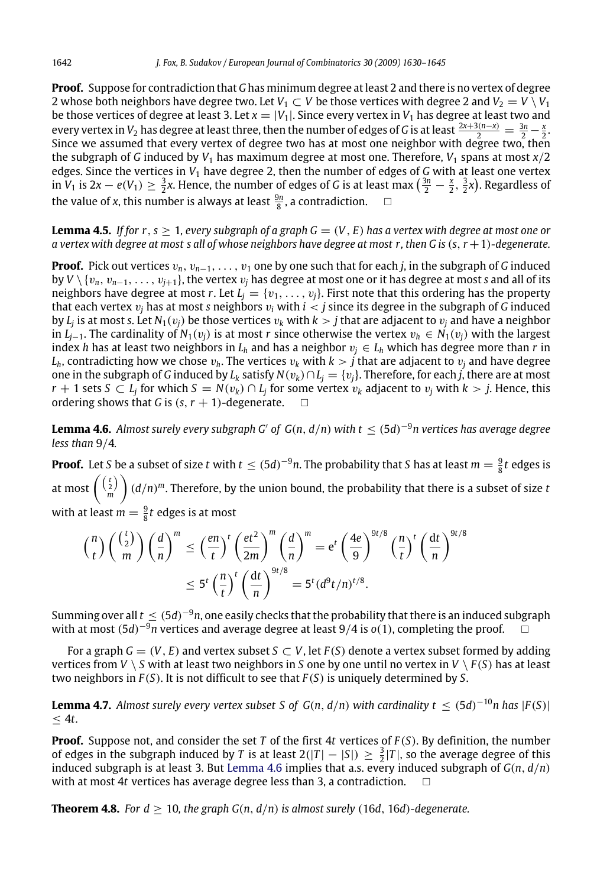**Proof.** Suppose for contradiction that $G$ has minimum degree at least 2 and there is no vertex of degree 2 whose both neighbors have degree two. Let $V_1 \subset V$ be those vertices with degree 2 and $V_2 = V \setminus V_1$ be those vertices of degree at least 3. Let $x = |V_1|$. Since every vertex in $V_1$ has degree at least two and every vertex in $V_2$ has degree at least three, then the number of edges of $G$ is at least $\frac{2x+3(n-x)}{2} = \frac{3n}{2} - \frac{x}{2}$. Since we assumed that every vertex of degree two has at most one neighbor with degree two, then the subgraph of $G$ induced by $V_1$ has maximum degree at most one. Therefore, $V_1$ spans at most $x/2$ edges. Since the vertices in $V_1$ have degree 2, then the number of edges of $G$ with at least one vertex in $V_1$ is $2x - e(V_1) \geq \frac{3}{2}x$. Hence, the number of edges of $G$ is at least $\max\left(\frac{3n}{2} - \frac{x}{2}, \frac{3}{2}x\right)$. Regardless of the value of $x$, this number is always at least $\frac{9n}{8}$, a contradiction. $\square$

**Lemma 4.5.** *If for $r, s \geq 1$, every subgraph of a graph $G = (V, E)$ has a vertex with degree at most one or a vertex with degree at most $s$ all of whose neighbors have degree at most $r$, then $G$ is $(s, r+1)$-degenerate.*

**Proof.** Pick out vertices $v_n, v_{n-1}, \ldots, v_1$ one by one such that for each $j$, in the subgraph of $G$ induced by $V \setminus \{v_n, v_{n-1}, \ldots, v_{j+1}\}$, the vertex $v_j$ has degree at most one or it has degree at most $s$ and all of its neighbors have degree at most $r$. Let $L_j = \{v_1, \ldots, v_j\}$. First note that this ordering has the property that each vertex $v_j$ has at most $s$ neighbors $v_i$ with $i < j$ since its degree in the subgraph of $G$ induced by $L_j$ is at most $s$. Let $N_1(v_j)$ be those vertices $v_k$ with $k > j$ that are adjacent to $v_j$ and have a neighbor in $L_{j-1}$. The cardinality of $N_1(v_j)$ is at most $r$ since otherwise the vertex $v_h \in N_1(v_j)$ with the largest index $h$ has at least two neighbors in $L_h$ and has a neighbor $v_j \in L_h$ which has degree more than $r$ in $L_h$, contradicting how we chose $v_h$. The vertices $v_k$ with $k > j$ that are adjacent to $v_j$ and have degree one in the subgraph of $G$ induced by $L_k$ satisfy $N(v_k) \cap L_j = \{v_j\}$. Therefore, for each $j$, there are at most $r + 1$ sets $S \subset L_j$ for which $S = N(v_k) \cap L_j$ for some vertex $v_k$ adjacent to $v_j$ with $k > j$. Hence, this ordering shows that $G$ is $(s, r+1)$-degenerate. $\square$

**Lemma 4.6.** *Almost surely every subgraph $G'$ of $G(n, d/n)$ with $t \leq (5d)^{-9}n$ vertices has average degree less than $9/4$.*

**Proof.** Let $S$ be a subset of size $t$ with $t \leq (5d)^{-9}n$. The probability that $S$ has at least $m = \frac{9}{8}t$ edges is at most $\binom{\binom{t}{2}}{m}(d/n)^m$. Therefore, by the union bound, the probability that there is a subset of size $t$ with at least $m = \frac{9}{8}t$ edges is at most

$$\binom{n}{t}\binom{\binom{t}{2}}{m}\left(\frac{d}{n}\right)^m \leq \left(\frac{en}{t}\right)^t \left(\frac{et^2}{2m}\right)^m \left(\frac{d}{n}\right)^m = e^t \left(\frac{4e}{9}\right)^{9t/8} \left(\frac{n}{t}\right)^t \left(\frac{dt}{n}\right)^{9t/8}$$
$$\leq 5^t \left(\frac{n}{t}\right)^t \left(\frac{dt}{n}\right)^{9t/8} = 5^t (d^9 t/n)^{t/8}.$$

Summing over all $t \leq (5d)^{-9}n$, one easily checks that the probability that there is an induced subgraph with at most $(5d)^{-9}n$ vertices and average degree at least $9/4$ is $o(1)$, completing the proof. $\square$

For a graph $G = (V, E)$ and vertex subset $S \subset V$, let $F(S)$ denote a vertex subset formed by adding vertices from $V \setminus S$ with at least two neighbors in $S$ one by one until no vertex in $V \setminus F(S)$ has at least two neighbors in $F(S)$. It is not difficult to see that $F(S)$ is uniquely determined by $S$.

**Lemma 4.7.** *Almost surely every vertex subset $S$ of $G(n, d/n)$ with cardinality $t \leq (5d)^{-10}n$ has $|F(S)| \leq 4t$.*

**Proof.** Suppose not, and consider the set $T$ of the first $4t$ vertices of $F(S)$. By definition, the number of edges in the subgraph induced by $T$ is at least $2(|T| - |S|) \geq \frac{3}{2}|T|$, so the average degree of this induced subgraph is at least 3. But Lemma 4.6 implies that a.s. every induced subgraph of $G(n, d/n)$ with at most $4t$ vertices has average degree less than 3, a contradiction. $\square$

**Theorem 4.8.** *For $d \geq 10$, the graph $G(n, d/n)$ is almost surely $(16d, 16d)$-degenerate.*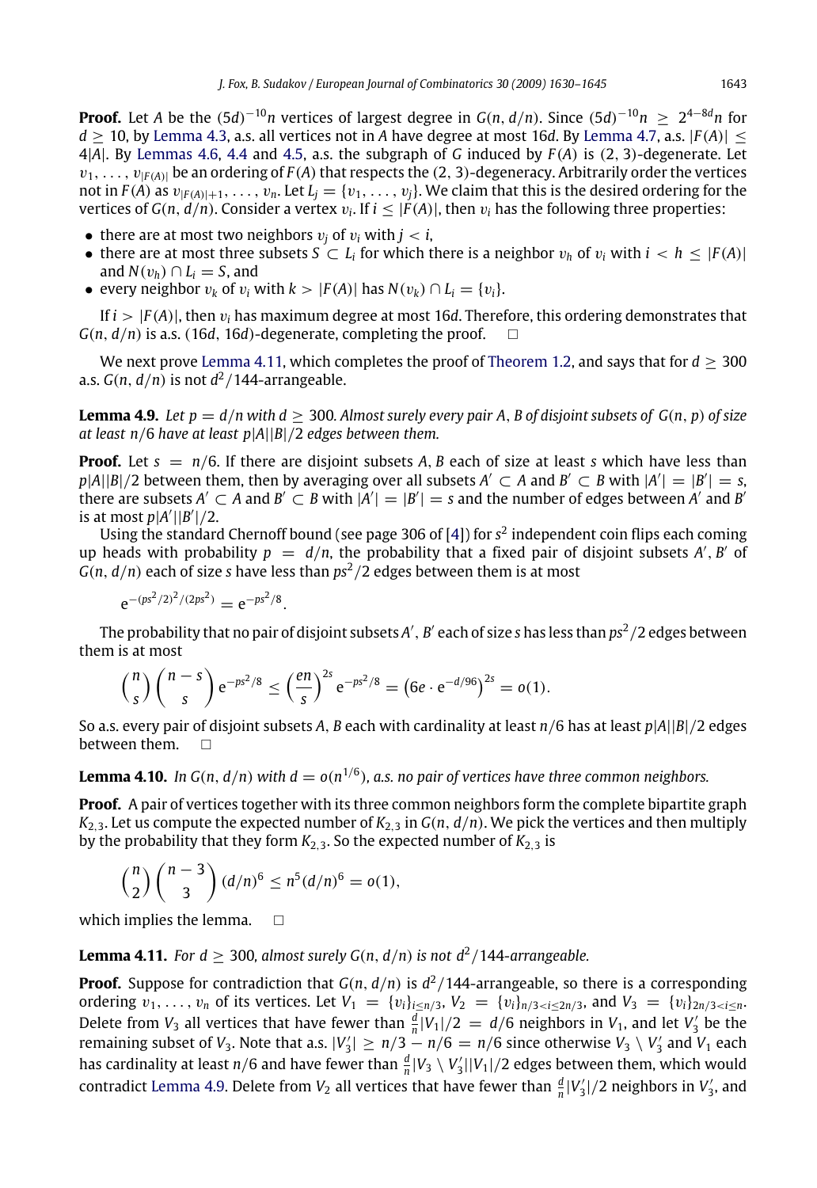**Proof.** Let $A$ be the $(5d)^{-10}n$ vertices of largest degree in $G(n, d/n)$. Since $(5d)^{-10}n \geq 2^{4-8d}n$ for $d \geq 10$, by Lemma 4.3, a.s. all vertices not in $A$ have degree at most $16d$. By Lemma 4.7, a.s. $|F(A)| \leq 4|A|$. By Lemmas 4.6, 4.4 and 4.5, a.s. the subgraph of $G$ induced by $F(A)$ is $(2, 3)$-degenerate. Let $v_1, \ldots, v_{|F(A)|}$ be an ordering of $F(A)$ that respects the $(2, 3)$-degeneracy. Arbitrarily order the vertices not in $F(A)$ as $v_{|F(A)|+1}, \ldots, v_n$. Let $L_j = \{v_1, \ldots, v_j\}$. We claim that this is the desired ordering for the vertices of $G(n, d/n)$. Consider a vertex $v_i$. If $i \leq |F(A)|$, then $v_i$ has the following three properties:

- there are at most two neighbors $v_j$ of $v_i$ with $j < i$,
- there are at most three subsets $S \subset L_i$ for which there is a neighbor $v_h$ of $v_i$ with $i < h \leq |F(A)|$ and $N(v_h) \cap L_i = S$, and
- every neighbor $v_k$ of $v_i$ with $k > |F(A)|$ has $N(v_k) \cap L_i = \{v_i\}$.

If $i > |F(A)|$, then $v_i$ has maximum degree at most $16d$. Therefore, this ordering demonstrates that $G(n, d/n)$ is a.s. $(16d, 16d)$-degenerate, completing the proof. □

We next prove Lemma 4.11, which completes the proof of Theorem 1.2, and says that for $d \geq 300$ a.s. $G(n, d/n)$ is not $d^2/144$-arrangeable.

**Lemma 4.9.** *Let $p = d/n$ with $d \geq 300$. Almost surely every pair $A, B$ of disjoint subsets of $G(n, p)$ of size at least $n/6$ have at least $p|A||B|/2$ edges between them.*

**Proof.** Let $s = n/6$. If there are disjoint subsets $A, B$ each of size at least $s$ which have less than $p|A||B|/2$ between them, then by averaging over all subsets $A' \subset A$ and $B' \subset B$ with $|A'| = |B'| = s$, there are subsets $A' \subset A$ and $B' \subset B$ with $|A'| = |B'| = s$ and the number of edges between $A'$ and $B'$ is at most $p|A'||B'|/2$.

Using the standard Chernoff bound (see page 306 of [4]) for $s^2$ independent coin flips each coming up heads with probability $p = d/n$, the probability that a fixed pair of disjoint subsets $A', B'$ of $G(n, d/n)$ each of size $s$ have less than $ps^2/2$ edges between them is at most

$$e^{-(ps^2/2)^2/(2ps^2)} = e^{-ps^2/8}.$$

The probability that no pair of disjoint subsets $A', B'$ each of size $s$ has less than $ps^2/2$ edges between them is at most

$$\binom{n}{s}\binom{n-s}{s} e^{-ps^2/8} \leq \left(\frac{en}{s}\right)^{2s} e^{-ps^2/8} = \left(6e \cdot e^{-d/96}\right)^{2s} = o(1).$$

So a.s. every pair of disjoint subsets $A, B$ each with cardinality at least $n/6$ has at least $p|A||B|/2$ edges between them. □

**Lemma 4.10.** *In $G(n, d/n)$ with $d = o(n^{1/6})$, a.s. no pair of vertices have three common neighbors.*

**Proof.** A pair of vertices together with its three common neighbors form the complete bipartite graph $K_{2,3}$. Let us compute the expected number of $K_{2,3}$ in $G(n, d/n)$. We pick the vertices and then multiply by the probability that they form $K_{2,3}$. So the expected number of $K_{2,3}$ is

$$\binom{n}{2}\binom{n-3}{3}(d/n)^6 \leq n^5(d/n)^6 = o(1),$$

which implies the lemma. □

**Lemma 4.11.** *For $d \geq 300$, almost surely $G(n, d/n)$ is not $d^2/144$-arrangeable.*

**Proof.** Suppose for contradiction that $G(n, d/n)$ is $d^2/144$-arrangeable, so there is a corresponding ordering $v_1, \ldots, v_n$ of its vertices. Let $V_1 = \{v_i\}_{i \leq n/3}$, $V_2 = \{v_i\}_{n/3 < i \leq 2n/3}$, and $V_3 = \{v_i\}_{2n/3 < i \leq n}$. Delete from $V_3$ all vertices that have fewer than $\frac{d}{n}|V_1|/2 = d/6$ neighbors in $V_1$, and let $V_3'$ be the remaining subset of $V_3$. Note that a.s. $|V_3'| \geq n/3 - n/6 = n/6$ since otherwise $V_3 \setminus V_3'$ and $V_1$ each has cardinality at least $n/6$ and have fewer than $\frac{d}{n}|V_3 \setminus V_3'||V_1|/2$ edges between them, which would contradict Lemma 4.9. Delete from $V_2$ all vertices that have fewer than $\frac{d}{n}|V_3'|/2$ neighbors in $V_3'$, and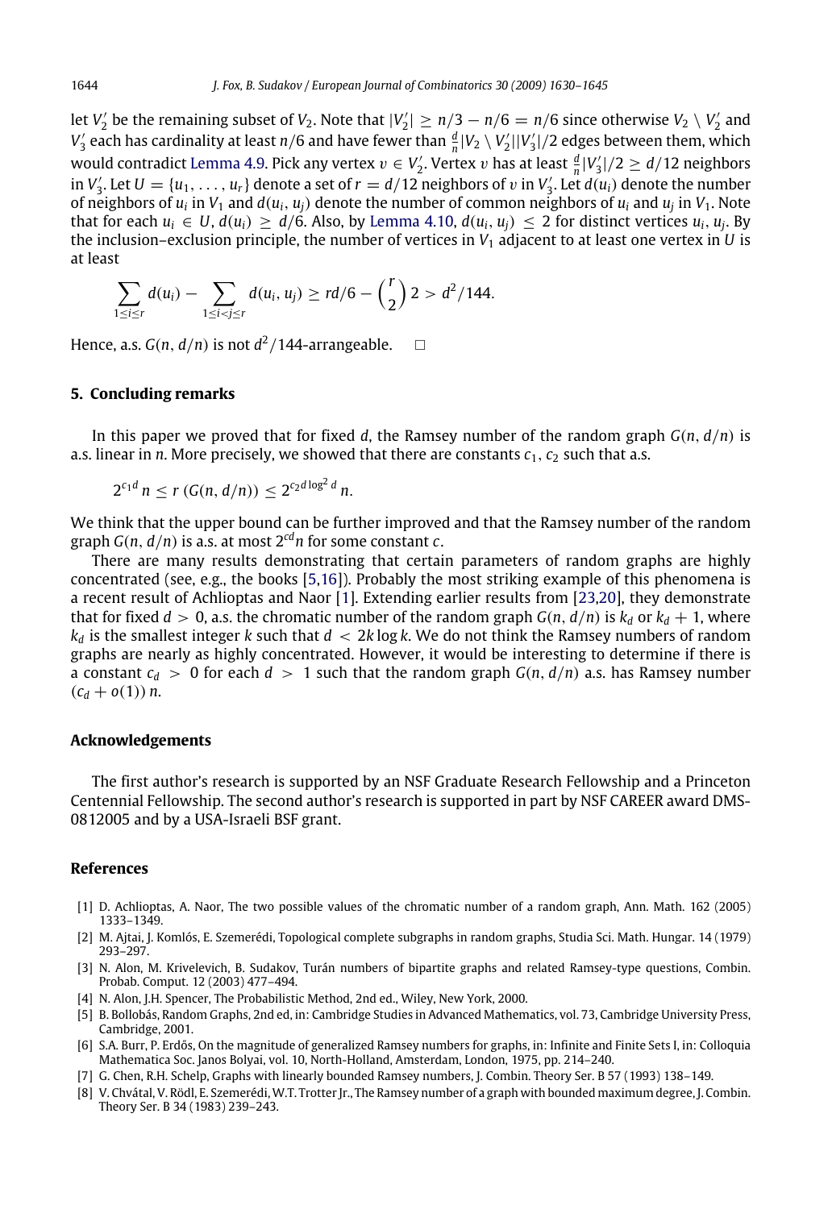let $V_2'$ be the remaining subset of $V_2$. Note that $|V_2'| \geq n/3 - n/6 = n/6$ since otherwise $V_2 \setminus V_2'$ and $V_3'$ each has cardinality at least $n/6$ and have fewer than $\frac{d}{n}|V_2 \setminus V_2'||V_3'|/2$ edges between them, which would contradict Lemma 4.9. Pick any vertex $v \in V_2'$. Vertex $v$ has at least $\frac{d}{n}|V_3'|/2 \geq d/12$ neighbors in $V_3'$. Let $U = \{u_1, \ldots, u_r\}$ denote a set of $r = d/12$ neighbors of $v$ in $V_3'$. Let $d(u_i)$ denote the number of neighbors of $u_i$ in $V_1$ and $d(u_i, u_j)$ denote the number of common neighbors of $u_i$ and $u_j$ in $V_1$. Note that for each $u_i \in U$, $d(u_i) \geq d/6$. Also, by Lemma 4.10, $d(u_i, u_j) \leq 2$ for distinct vertices $u_i, u_j$. By the inclusion–exclusion principle, the number of vertices in $V_1$ adjacent to at least one vertex in $U$ is at least

$$\sum_{1 \leq i \leq r} d(u_i) - \sum_{1 \leq i < j \leq r} d(u_i, u_j) \geq rd/6 - \binom{r}{2} 2 > d^2/144.$$

Hence, a.s. $G(n, d/n)$ is not $d^2/144$-arrangeable. $\square$

## 5. Concluding remarks

In this paper we proved that for fixed $d$, the Ramsey number of the random graph $G(n, d/n)$ is a.s. linear in $n$. More precisely, we showed that there are constants $c_1, c_2$ such that a.s.

$$2^{c_1 d} n \leq r\left(G(n, d/n)\right) \leq 2^{c_2 d \log^2 d} n.$$

We think that the upper bound can be further improved and that the Ramsey number of the random graph $G(n, d/n)$ is a.s. at most $2^{cd} n$ for some constant $c$.

There are many results demonstrating that certain parameters of random graphs are highly concentrated (see, e.g., the books [5,16]). Probably the most striking example of this phenomena is a recent result of Achlioptas and Naor [1]. Extending earlier results from [23,20], they demonstrate that for fixed $d > 0$, a.s. the chromatic number of the random graph $G(n, d/n)$ is $k_d$ or $k_d + 1$, where $k_d$ is the smallest integer $k$ such that $d < 2k \log k$. We do not think the Ramsey numbers of random graphs are nearly as highly concentrated. However, it would be interesting to determine if there is a constant $c_d > 0$ for each $d > 1$ such that the random graph $G(n, d/n)$ a.s. has Ramsey number $(c_d + o(1))\, n$.

## Acknowledgements

The first author's research is supported by an NSF Graduate Research Fellowship and a Princeton Centennial Fellowship. The second author's research is supported in part by NSF CAREER award DMS-0812005 and by a USA-Israeli BSF grant.

## References

[1] D. Achlioptas, A. Naor, The two possible values of the chromatic number of a random graph, Ann. Math. 162 (2005) 1333–1349.

[2] M. Ajtai, J. Komlós, E. Szemerédi, Topological complete subgraphs in random graphs, Studia Sci. Math. Hungar. 14 (1979) 293–297.

[3] N. Alon, M. Krivelevich, B. Sudakov, Turán numbers of bipartite graphs and related Ramsey-type questions, Combin. Probab. Comput. 12 (2003) 477–494.

[4] N. Alon, J.H. Spencer, The Probabilistic Method, 2nd ed., Wiley, New York, 2000.

[5] B. Bollobás, Random Graphs, 2nd ed, in: Cambridge Studies in Advanced Mathematics, vol. 73, Cambridge University Press, Cambridge, 2001.

[6] S.A. Burr, P. Erdős, On the magnitude of generalized Ramsey numbers for graphs, in: Infinite and Finite Sets I, in: Colloquia Mathematica Soc. Janos Bolyai, vol. 10, North-Holland, Amsterdam, London, 1975, pp. 214–240.

[7] G. Chen, R.H. Schelp, Graphs with linearly bounded Ramsey numbers, J. Combin. Theory Ser. B 57 (1993) 138–149.

[8] V. Chvátal, V. Rödl, E. Szemerédi, W.T. Trotter Jr., The Ramsey number of a graph with bounded maximum degree, J. Combin. Theory Ser. B 34 (1983) 239–243.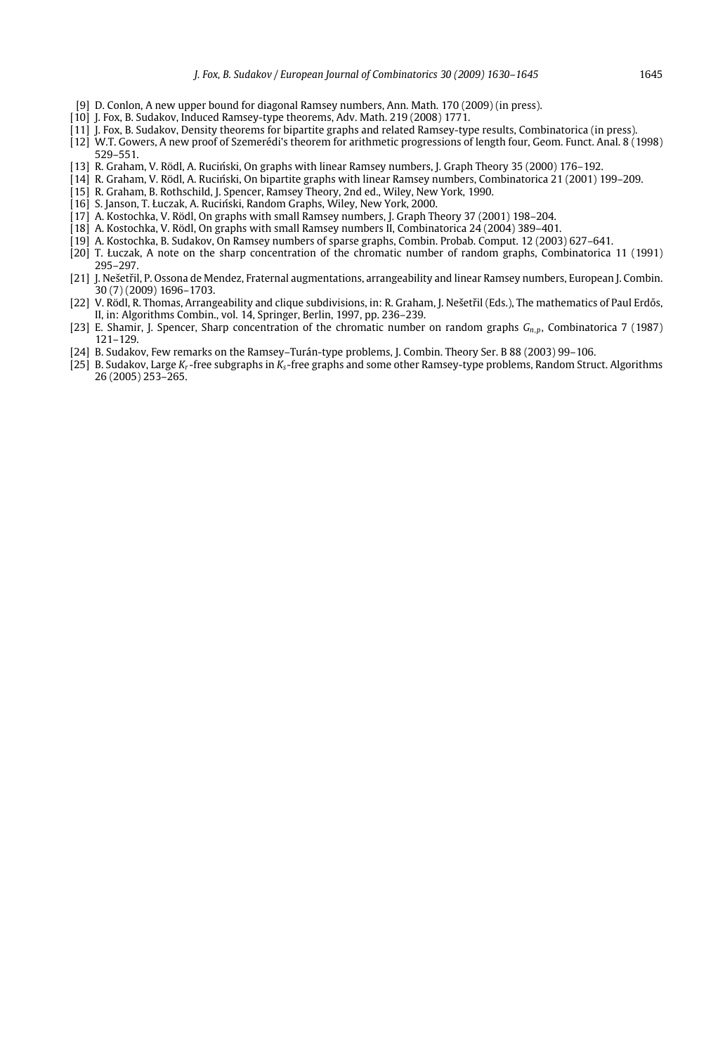[9] D. Conlon, A new upper bound for diagonal Ramsey numbers, Ann. Math. 170 (2009) (in press).

[10] J. Fox, B. Sudakov, Induced Ramsey-type theorems, Adv. Math. 219 (2008) 1771.

[11] J. Fox, B. Sudakov, Density theorems for bipartite graphs and related Ramsey-type results, Combinatorica (in press).

[12] W.T. Gowers, A new proof of Szemerédi's theorem for arithmetic progressions of length four, Geom. Funct. Anal. 8 (1998) 529–551.

[13] R. Graham, V. Rödl, A. Ruciński, On graphs with linear Ramsey numbers, J. Graph Theory 35 (2000) 176–192.

[14] R. Graham, V. Rödl, A. Ruciński, On bipartite graphs with linear Ramsey numbers, Combinatorica 21 (2001) 199–209.

[15] R. Graham, B. Rothschild, J. Spencer, Ramsey Theory, 2nd ed., Wiley, New York, 1990.

[16] S. Janson, T. Łuczak, A. Ruciński, Random Graphs, Wiley, New York, 2000.

[17] A. Kostochka, V. Rödl, On graphs with small Ramsey numbers, J. Graph Theory 37 (2001) 198–204.

[18] A. Kostochka, V. Rödl, On graphs with small Ramsey numbers II, Combinatorica 24 (2004) 389–401.

[19] A. Kostochka, B. Sudakov, On Ramsey numbers of sparse graphs, Combin. Probab. Comput. 12 (2003) 627–641.

[20] T. Łuczak, A note on the sharp concentration of the chromatic number of random graphs, Combinatorica 11 (1991) 295–297.

[21] J. Nešetřil, P. Ossona de Mendez, Fraternal augmentations, arrangeability and linear Ramsey numbers, European J. Combin. 30 (7) (2009) 1696–1703.

[22] V. Rödl, R. Thomas, Arrangeability and clique subdivisions, in: R. Graham, J. Nešetřil (Eds.), The mathematics of Paul Erdős, II, in: Algorithms Combin., vol. 14, Springer, Berlin, 1997, pp. 236–239.

[23] E. Shamir, J. Spencer, Sharp concentration of the chromatic number on random graphs $G_{n,p}$, Combinatorica 7 (1987) 121–129.

[24] B. Sudakov, Few remarks on the Ramsey–Turán-type problems, J. Combin. Theory Ser. B 88 (2003) 99–106.

[25] B. Sudakov, Large $K_r$-free subgraphs in $K_s$-free graphs and some other Ramsey-type problems, Random Struct. Algorithms 26 (2005) 253–265.